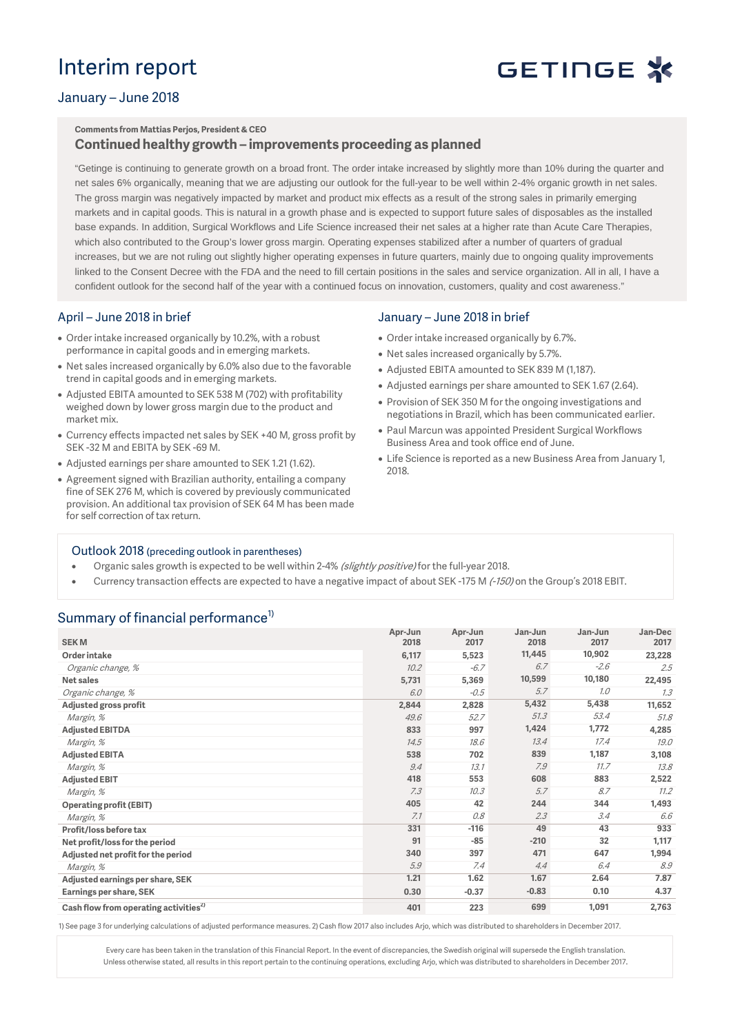# Interim report

GETINGE

## January – June 2018

**Comments from Mattias Perjos, President & CEO**

### Continued healthy growth – improvements proceeding as planned

"Getinge is continuing to generate growth on a broad front. The order intake increased by slightly more than 10% during the quarter and net sales 6% organically, meaning that we are adjusting our outlook for the full-year to be well within 2-4% organic growth in net sales. The gross margin was negatively impacted by market and product mix effects as a result of the strong sales in primarily emerging markets and in capital goods. This is natural in a growth phase and is expected to support future sales of disposables as the installed base expands. In addition, Surgical Workflows and Life Science increased their net sales at a higher rate than Acute Care Therapies, which also contributed to the Group's lower gross margin. Operating expenses stabilized after a number of quarters of gradual increases, but we are not ruling out slightly higher operating expenses in future quarters, mainly due to ongoing quality improvements linked to the Consent Decree with the FDA and the need to fill certain positions in the sales and service organization. All in all, I have a confident outlook for the second half of the year with a continued focus on innovation, customers, quality and cost awareness."

## April – June 2018 in brief

- Order intake increased organically by 10.2%, with a robust performance in capital goods and in emerging markets.
- Net sales increased organically by 6.0% also due to the favorable trend in capital goods and in emerging markets.
- Adjusted EBITA amounted to SEK 538 M (702) with profitability weighed down by lower gross margin due to the product and market mix.
- Currency effects impacted net sales by SEK +40 M, gross profit by SEK -32 M and EBITA by SEK -69 M.
- Adjusted earnings per share amounted to SEK 1.21 (1.62).
- Agreement signed with Brazilian authority, entailing a company fine of SEK 276 M, which is covered by previously communicated provision. An additional tax provision of SEK 64 M has been made for self correction of tax return.

## January – June 2018 in brief

- Order intake increased organically by 6.7%.
- Net sales increased organically by 5.7%.
- Adjusted EBITA amounted to SEK 839 M (1,187).
- Adjusted earnings per share amounted to SEK 1.67 (2.64).
- Provision of SEK 350 M for the ongoing investigations and negotiations in Brazil, which has been communicated earlier.
- Paul Marcun was appointed President Surgical Workflows Business Area and took office end of June.
- Life Science is reported as a new Business Area from January 1, 2018.

## Outlook 2018 (preceding outlook in parentheses)

- Organic sales growth is expected to be well within 2-4% *(slightly positive)* for the full-year 2018.
- Currency transaction effects are expected to have a negative impact of about SEK -175 M *(-150)* on the Group's 2018 EBIT.

## Summary of financial performance[1)]

| SEK M | Apr-Jun 2018 | Apr-Jun 2017 | Jan-Jun 2018 | Jan-Jun 2017 | Jan-Dec 2017 |
|---|---|---|---|---|---|
| **Order intake** | 6,117 | 5,523 | 11,445 | 10,902 | 23,228 |
| *Organic change, %* | *10.2* | *-6.7* | *6.7* | *-2.6* | *2.5* |
| **Net sales** | 5,731 | 5,369 | 10,599 | 10,180 | 22,495 |
| *Organic change, %* | *6.0* | *-0.5* | *5.7* | *1.0* | *1.3* |
| **Adjusted gross profit** | 2,844 | 2,828 | 5,432 | 5,438 | 11,652 |
| *Margin, %* | *49.6* | *52.7* | *51.3* | *53.4* | *51.8* |
| **Adjusted EBITDA** | 833 | 997 | 1,424 | 1,772 | 4,285 |
| *Margin, %* | *14.5* | *18.6* | *13.4* | *17.4* | *19.0* |
| **Adjusted EBITA** | 538 | 702 | 839 | 1,187 | 3,108 |
| *Margin, %* | *9.4* | *13.1* | *7.9* | *11.7* | *13.8* |
| **Adjusted EBIT** | 418 | 553 | 608 | 883 | 2,522 |
| *Margin, %* | *7.3* | *10.3* | *5.7* | *8.7* | *11.2* |
| **Operating profit (EBIT)** | 405 | 42 | 244 | 344 | 1,493 |
| *Margin, %* | *7.1* | *0.8* | *2.3* | *3.4* | *6.6* |
| **Profit/loss before tax** | 331 | -116 | 49 | 43 | 933 |
| **Net profit/loss for the period** | 91 | -85 | -210 | 32 | 1,117 |
| **Adjusted net profit for the period** | 340 | 397 | 471 | 647 | 1,994 |
| *Margin, %* | *5.9* | *7.4* | *4.4* | *6.4* | *8.9* |
| **Adjusted earnings per share, SEK** | 1.21 | 1.62 | 1.67 | 2.64 | 7.87 |
| **Earnings per share, SEK** | 0.30 | -0.37 | -0.83 | 0.10 | 4.37 |
| **Cash flow from operating activities[2)]** | 401 | 223 | 699 | 1,091 | 2,763 |

1) See page 3 for underlying calculations of adjusted performance measures. 2) Cash flow 2017 also includes Arjo, which was distributed to shareholders in December 2017.

Every care has been taken in the translation of this Financial Report. In the event of discrepancies, the Swedish original will supersede the English translation. Unless otherwise stated, all results in this report pertain to the continuing operations, excluding Arjo, which was distributed to shareholders in December 2017.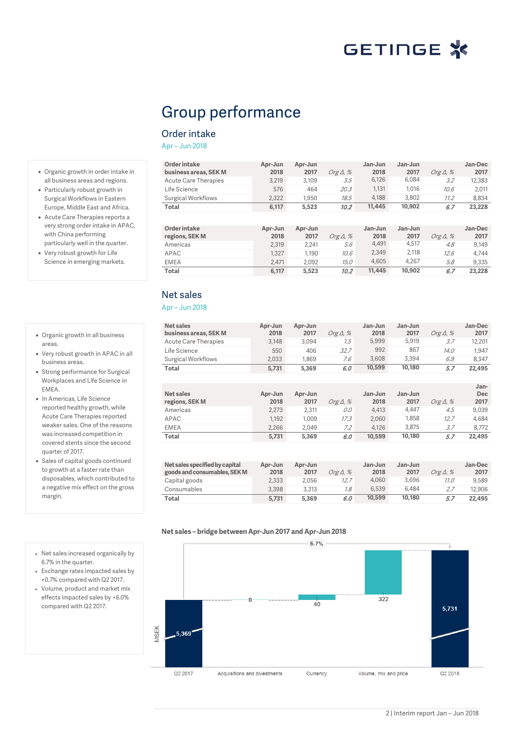# Group performance

## Order intake

Apr – Jun 2018

- Organic growth in order intake in all business areas and regions.
- Particularly robust growth in Surgical Workflows in Eastern Europe, Middle East and Africa.
- Acute Care Therapies reports a very strong order intake in APAC, with China performing particularly well in the quarter.
- Very robust growth for Life Science in emerging markets.

| Order intake business areas, SEK M | Apr-Jun 2018 | Apr-Jun 2017 | Org Δ, % | Jan-Jun 2018 | Jan-Jun 2017 | Org Δ, % | Jan-Dec 2017 |
|---|---|---|---|---|---|---|---|
| Acute Care Therapies | 3,219 | 3,109 | 3.5 | 6,126 | 6,084 | 3.2 | 12,383 |
| Life Science | 576 | 464 | 20.3 | 1,131 | 1,016 | 10.6 | 2,011 |
| Surgical Workflows | 2,322 | 1,950 | 18.5 | 4,188 | 3,802 | 11.2 | 8,834 |
| **Total** | **6,117** | **5,523** | **10.2** | **11,445** | **10,902** | **6.7** | **23,228** |

| Order intake regions, SEK M | Apr-Jun 2018 | Apr-Jun 2017 | Org Δ, % | Jan-Jun 2018 | Jan-Jun 2017 | Org Δ, % | Jan-Dec 2017 |
|---|---|---|---|---|---|---|---|
| Americas | 2,319 | 2,241 | 5.6 | 4,491 | 4,517 | 4.8 | 9,149 |
| APAC | 1,327 | 1,190 | 10.6 | 2,349 | 2,118 | 12.6 | 4,744 |
| EMEA | 2,471 | 2,092 | 15.0 | 4,605 | 4,267 | 5.8 | 9,335 |
| **Total** | **6,117** | **5,523** | **10.2** | **11,445** | **10,902** | **6.7** | **23,228** |

## Net sales

Apr – Jun 2018

- Organic growth in all business areas.
- Very robust growth in APAC in all business areas.
- Strong performance for Surgical Workplaces and Life Science in EMEA.
- In Americas, Life Science reported healthy growth, while Acute Care Therapies reported weaker sales. One of the reasons was increased competition in covered stents since the second quarter of 2017.
- Sales of capital goods continued to growth at a faster rate than disposables, which contributed to a negative mix effect on the gross margin.

| Net sales business areas, SEK M | Apr-Jun 2018 | Apr-Jun 2017 | Org Δ, % | Jan-Jun 2018 | Jan-Jun 2017 | Org Δ, % | Jan-Dec 2017 |
|---|---|---|---|---|---|---|---|
| Acute Care Therapies | 3,148 | 3,094 | 1.5 | 5,999 | 5,919 | 3.7 | 12,201 |
| Life Science | 550 | 406 | 32.7 | 992 | 867 | 14.0 | 1,947 |
| Surgical Workflows | 2,033 | 1,869 | 7.6 | 3,608 | 3,394 | 6.9 | 8,347 |
| **Total** | **5,731** | **5,369** | **6.0** | **10,599** | **10,180** | **5.7** | **22,495** |

| Net sales regions, SEK M | Apr-Jun 2018 | Apr-Jun 2017 | Org Δ, % | Jan-Jun 2018 | Jan-Jun 2017 | Org Δ, % | Jan-Dec 2017 |
|---|---|---|---|---|---|---|---|
| Americas | 2,273 | 2,311 | 0.0 | 4,413 | 4,447 | 4.5 | 9,039 |
| APAC | 1,192 | 1,009 | 17.3 | 2,060 | 1,858 | 12.7 | 4,684 |
| EMEA | 2,266 | 2,049 | 7.2 | 4,126 | 3,875 | 3.7 | 8,772 |
| **Total** | **5,731** | **5,369** | **6.0** | **10,599** | **10,180** | **5.7** | **22,495** |

| Net sales specified by capital goods and consumables, SEK M | Apr-Jun 2018 | Apr-Jun 2017 | Org Δ, % | Jan-Jun 2018 | Jan-Jun 2017 | Org Δ, % | Jan-Dec 2017 |
|---|---|---|---|---|---|---|---|
| Capital goods | 2,333 | 2,056 | 12.7 | 4,060 | 3,696 | 11.0 | 9,589 |
| Consumables | 3,398 | 3,313 | 1.8 | 6,539 | 6,484 | 2.7 | 12,906 |
| **Total** | **5,731** | **5,369** | **6.0** | **10,599** | **10,180** | **5.7** | **22,495** |

**Net sales – bridge between Apr-Jun 2017 and Apr-Jun 2018**

| MSEK | Q2 2017 | Acquisitions and divestments | Currency | Volume, mix and price | Q2 2018 |
|---|---|---|---|---|---|
| Value | 5,369 | 0 | 40 | 322 | 5,731 |

Total change: 6.7%

- Net sales increased organically by 6.7% in the quarter.
- Exchange rates impacted sales by +0.7% compared with Q2 2017.
- Volume, product and market mix effects impacted sales by +6.0% compared with Q2 2017.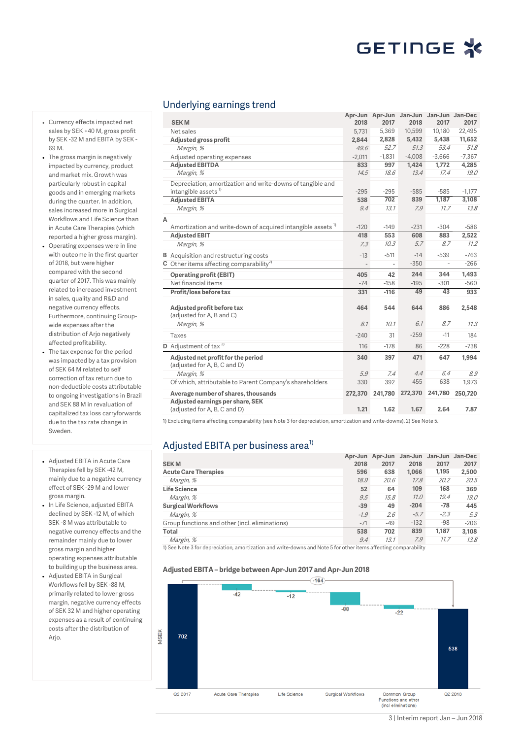- Currency effects impacted net sales by SEK +40 M, gross profit by SEK -32 M and EBITA by SEK -69 M.
- The gross margin is negatively impacted by currency, product and market mix. Growth was particularly robust in capital goods and in emerging markets during the quarter. In addition, sales increased more in Surgical Workflows and Life Science than in Acute Care Therapies (which reported a higher gross margin).
- Operating expenses were in line with outcome in the first quarter of 2018, but were higher compared with the second quarter of 2017. This was mainly related to increased investment in sales, quality and R&D and negative currency effects. Furthermore, continuing Group-wide expenses after the distribution of Arjo negatively affected profitability.
- The tax expense for the period was impacted by a tax provision of SEK 64 M related to self correction of tax return due to non-deductible costs attributable to ongoing investigations in Brazil and SEK 88 M in revaluation of capitalized tax loss carryforwards due to the tax rate change in Sweden.

## Underlying earnings trend

| | SEK M | Apr-Jun 2018 | Apr-Jun 2017 | Jan-Jun 2018 | Jan-Jun 2017 | Jan-Dec 2017 |
|---|---|---|---|---|---|---|
| | Net sales | 5,731 | 5,369 | 10,599 | 10,180 | 22,495 |
| | **Adjusted gross profit** | **2,844** | **2,828** | **5,432** | **5,438** | **11,652** |
| | *Margin, %* | *49.6* | *52.7* | *51.3* | *53.4* | *51.8* |
| | Adjusted operating expenses | -2,011 | -1,831 | -4,008 | -3,666 | -7,367 |
| | **Adjusted EBITDA** | **833** | **997** | **1,424** | **1,772** | **4,285** |
| | *Margin, %* | *14.5* | *18.6* | *13.4* | *17.4* | *19.0* |
| | Depreciation, amortization and write-downs of tangible and intangible assets [1] | -295 | -295 | -585 | -585 | -1,177 |
| | **Adjusted EBITA** | **538** | **702** | **839** | **1,187** | **3,108** |
| | *Margin, %* | *9.4* | *13.1* | *7.9* | *11.7* | *13.8* |
| A | Amortization and write-down of acquired intangible assets [1] | -120 | -149 | -231 | -304 | -586 |
| | **Adjusted EBIT** | **418** | **553** | **608** | **883** | **2,522** |
| | *Margin, %* | *7.3* | *10.3* | *5.7* | *8.7* | *11.2* |
| B | Acquisition and restructuring costs | -13 | -511 | -14 | -539 | -763 |
| C | Other items affecting comparability [2] | - | - | -350 | - | -266 |
| | **Operating profit (EBIT)** | **405** | **42** | **244** | **344** | **1,493** |
| | Net financial items | -74 | -158 | -195 | -301 | -560 |
| | **Profit/loss before tax** | **331** | **-116** | **49** | **43** | **933** |
| | **Adjusted profit before tax** (adjusted for A, B and C) | **464** | **544** | **644** | **886** | **2,548** |
| | *Margin, %* | *8.1* | *10.1* | *6.1* | *8.7* | *11.3* |
| | Taxes | -240 | 31 | -259 | -11 | 184 |
| D | Adjustment of tax [2] | 116 | -178 | 86 | -228 | -738 |
| | **Adjusted net profit for the period** (adjusted for A, B, C and D) | **340** | **397** | **471** | **647** | **1,994** |
| | *Margin, %* | *5.9* | *7.4* | *4.4* | *6.4* | *8.9* |
| | Of which, attributable to Parent Company's shareholders | 330 | 392 | 455 | 638 | 1,973 |
| | **Average number of shares, thousands** | **272,370** | **241,780** | **272,370** | **241,780** | **250,720** |
| | **Adjusted earnings per share, SEK** (adjusted for A, B, C and D) | **1.21** | **1.62** | **1.67** | **2.64** | **7.87** |

1) Excluding items affecting comparability (see Note 3 for depreciation, amortization and write-downs). 2) See Note 5.

- Adjusted EBITA in Acute Care Therapies fell by SEK -42 M, mainly due to a negative currency effect of SEK -29 M and lower gross margin.
- In Life Science, adjusted EBITA declined by SEK -12 M, of which SEK -8 M was attributable to negative currency effects and the remainder mainly due to lower gross margin and higher operating expenses attributable to building up the business area.
- Adjusted EBITA in Surgical Workflows fell by SEK -88 M, primarily related to lower gross margin, negative currency effects of SEK 32 M and higher operating expenses as a result of continuing costs after the distribution of Arjo.

## Adjusted EBITA per business area[1]

| SEK M | Apr-Jun 2018 | Apr-Jun 2017 | Jan-Jun 2018 | Jan-Jun 2017 | Jan-Dec 2017 |
|---|---|---|---|---|---|
| **Acute Care Therapies** | **596** | **638** | **1,066** | **1,195** | **2,500** |
| *Margin, %* | *18.9* | *20.6* | *17.8* | *20.2* | *20.5* |
| **Life Science** | **52** | **64** | **109** | **168** | **369** |
| *Margin, %* | *9.5* | *15.8* | *11.0* | *19.4* | *19.0* |
| **Surgical Workflows** | **-39** | **49** | **-204** | **-78** | **445** |
| *Margin, %* | *-1.9* | *2.6* | *-5.7* | *-2.3* | *5.3* |
| Group functions and other (incl. eliminations) | -71 | -49 | -132 | -98 | -206 |
| **Total** | **538** | **702** | **839** | **1,187** | **3,108** |
| *Margin, %* | *9.4* | *13.1* | *7.9* | *11.7* | *13.8* |

1) See Note 3 for depreciation, amortization and write-downs and Note 5 for other items affecting comparability

### Adjusted EBITA – bridge between Apr-Jun 2017 and Apr-Jun 2018

| MSEK | Value |
|---|---|
| Q2 2017 | 702 |
| Acute Care Therapies | -42 |
| Life Science | -12 |
| Surgical Workflows | -88 |
| Common Group Functions and other (incl eliminations) | -22 |
| Q2 2018 | 538 |
| Total change | -164 |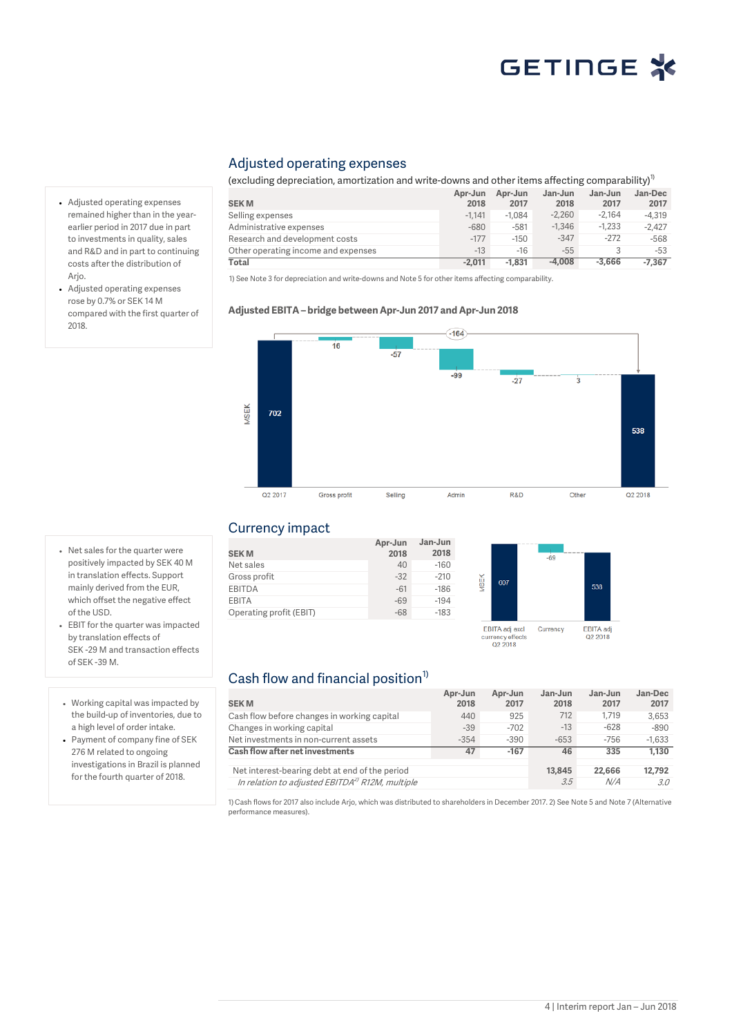## Adjusted operating expenses

(excluding depreciation, amortization and write-downs and other items affecting comparability)[1]

| SEK M | Apr-Jun 2018 | Apr-Jun 2017 | Jan-Jun 2018 | Jan-Jun 2017 | Jan-Dec 2017 |
|---|---|---|---|---|---|
| Selling expenses | -1,141 | -1,084 | -2,260 | -2,164 | -4,319 |
| Administrative expenses | -680 | -581 | -1,346 | -1,233 | -2,427 |
| Research and development costs | -177 | -150 | -347 | -272 | -568 |
| Other operating income and expenses | -13 | -16 | -55 | 3 | -53 |
| **Total** | **-2,011** | **-1,831** | **-4,008** | **-3,666** | **-7,367** |

1) See Note 3 for depreciation and write-downs and Note 5 for other items affecting comparability.

- Adjusted operating expenses remained higher than in the year-earlier period in 2017 due in part to investments in quality, sales and R&D and in part to continuing costs after the distribution of Arjo.
- Adjusted operating expenses rose by 0.7% or SEK 14 M compared with the first quarter of 2018.

### Adjusted EBITA – bridge between Apr-Jun 2017 and Apr-Jun 2018

| MSEK | Q2 2017 | Gross profit | Selling | Admin | R&D | Other | Q2 2018 |
|---|---|---|---|---|---|---|---|
| Value | 702 | 16 | -57 | -99 | -27 | 3 | 538 |

Total change: -164

## Currency impact

| SEK M | Apr-Jun 2018 | Jan-Jun 2018 |
|---|---|---|
| Net sales | 40 | -160 |
| Gross profit | -32 | -210 |
| EBITDA | -61 | -186 |
| EBITA | -69 | -194 |
| Operating profit (EBIT) | -68 | -183 |

| MSEK | EBITA adj excl currency effects Q2 2018 | Currency | EBITA adj Q2 2018 |
|---|---|---|---|
| Value | 607 | -69 | 538 |

- Net sales for the quarter were positively impacted by SEK 40 M in translation effects. Support mainly derived from the EUR, which offset the negative effect of the USD.
- EBIT for the quarter was impacted by translation effects of SEK -29 M and transaction effects of SEK -39 M.

## Cash flow and financial position[1]

| SEK M | Apr-Jun 2018 | Apr-Jun 2017 | Jan-Jun 2018 | Jan-Jun 2017 | Jan-Dec 2017 |
|---|---|---|---|---|---|
| Cash flow before changes in working capital | 440 | 925 | 712 | 1,719 | 3,653 |
| Changes in working capital | -39 | -702 | -13 | -628 | -890 |
| Net investments in non-current assets | -354 | -390 | -653 | -756 | -1,633 |
| **Cash flow after net investments** | **47** | **-167** | **46** | **335** | **1,130** |
| Net interest-bearing debt at end of the period | | | **13,845** | **22,666** | **12,792** |
| *In relation to adjusted EBITDA[2] R12M, multiple* | | | *3.5* | *N/A* | *3.0* |

1) Cash flows for 2017 also include Arjo, which was distributed to shareholders in December 2017. 2) See Note 5 and Note 7 (Alternative performance measures).

- Working capital was impacted by the build-up of inventories, due to a high level of order intake.
- Payment of company fine of SEK 276 M related to ongoing investigations in Brazil is planned for the fourth quarter of 2018.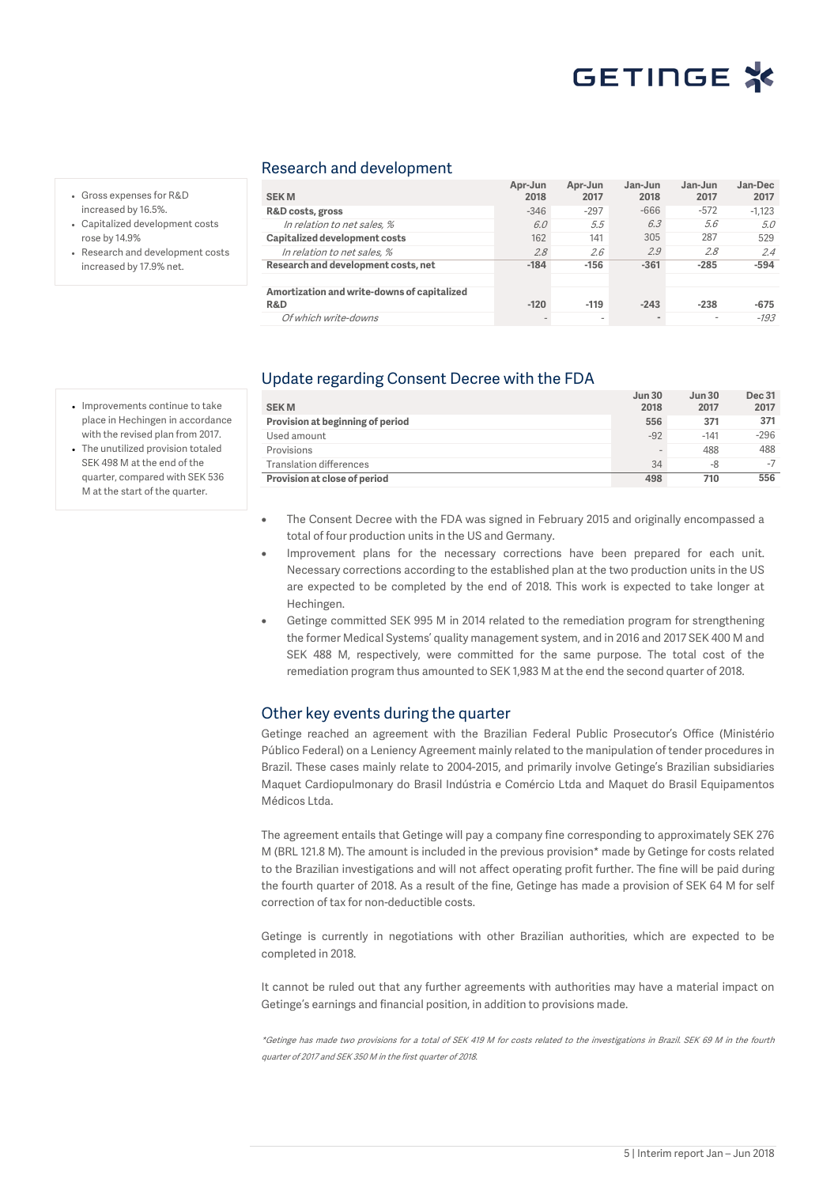## Research and development

- Gross expenses for R&D increased by 16.5%.
- Capitalized development costs rose by 14.9%
- Research and development costs increased by 17.9% net.

| SEK M | Apr-Jun 2018 | Apr-Jun 2017 | Jan-Jun 2018 | Jan-Jun 2017 | Jan-Dec 2017 |
|---|---|---|---|---|---|
| **R&D costs, gross** | -346 | -297 | -666 | -572 | -1,123 |
| *In relation to net sales, %* | *6.0* | *5.5* | *6.3* | *5.6* | *5.0* |
| **Capitalized development costs** | 162 | 141 | 305 | 287 | 529 |
| *In relation to net sales, %* | *2.8* | *2.6* | *2.9* | *2.8* | *2.4* |
| **Research and development costs, net** | **-184** | **-156** | **-361** | **-285** | **-594** |
| | | | | | |
| **Amortization and write-downs of capitalized R&D** | **-120** | **-119** | **-243** | **-238** | **-675** |
| *Of which write-downs* | - | - | - | - | *-193* |

## Update regarding Consent Decree with the FDA

- Improvements continue to take place in Hechingen in accordance with the revised plan from 2017.
- The unutilized provision totaled SEK 498 M at the end of the quarter, compared with SEK 536 M at the start of the quarter.

| SEK M | Jun 30 2018 | Jun 30 2017 | Dec 31 2017 |
|---|---|---|---|
| **Provision at beginning of period** | **556** | **371** | **371** |
| Used amount | -92 | -141 | -296 |
| Provisions | - | 488 | 488 |
| Translation differences | 34 | -8 | -7 |
| **Provision at close of period** | **498** | **710** | **556** |

- The Consent Decree with the FDA was signed in February 2015 and originally encompassed a total of four production units in the US and Germany.
- Improvement plans for the necessary corrections have been prepared for each unit. Necessary corrections according to the established plan at the two production units in the US are expected to be completed by the end of 2018. This work is expected to take longer at Hechingen.
- Getinge committed SEK 995 M in 2014 related to the remediation program for strengthening the former Medical Systems' quality management system, and in 2016 and 2017 SEK 400 M and SEK 488 M, respectively, were committed for the same purpose. The total cost of the remediation program thus amounted to SEK 1,983 M at the end the second quarter of 2018.

## Other key events during the quarter

Getinge reached an agreement with the Brazilian Federal Public Prosecutor's Office (Ministério Público Federal) on a Leniency Agreement mainly related to the manipulation of tender procedures in Brazil. These cases mainly relate to 2004-2015, and primarily involve Getinge's Brazilian subsidiaries Maquet Cardiopulmonary do Brasil Indústria e Comércio Ltda and Maquet do Brasil Equipamentos Médicos Ltda.

The agreement entails that Getinge will pay a company fine corresponding to approximately SEK 276 M (BRL 121.8 M). The amount is included in the previous provision* made by Getinge for costs related to the Brazilian investigations and will not affect operating profit further. The fine will be paid during the fourth quarter of 2018. As a result of the fine, Getinge has made a provision of SEK 64 M for self correction of tax for non-deductible costs.

Getinge is currently in negotiations with other Brazilian authorities, which are expected to be completed in 2018.

It cannot be ruled out that any further agreements with authorities may have a material impact on Getinge's earnings and financial position, in addition to provisions made.

*\*Getinge has made two provisions for a total of SEK 419 M for costs related to the investigations in Brazil. SEK 69 M in the fourth quarter of 2017 and SEK 350 M in the first quarter of 2018.*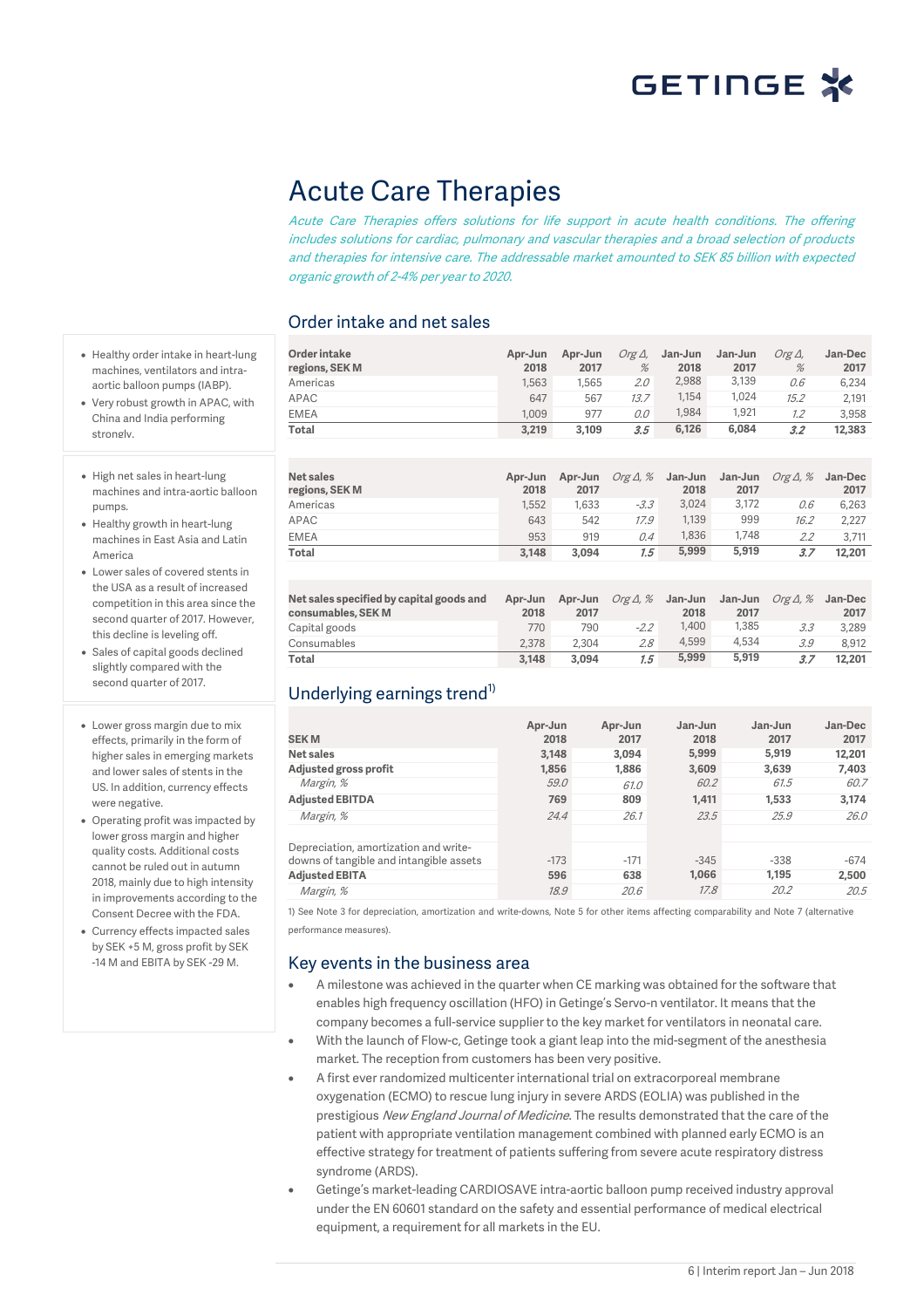# Acute Care Therapies

*Acute Care Therapies offers solutions for life support in acute health conditions. The offering includes solutions for cardiac, pulmonary and vascular therapies and a broad selection of products and therapies for intensive care. The addressable market amounted to SEK 85 billion with expected organic growth of 2-4% per year to 2020.*

## Order intake and net sales

- Healthy order intake in heart-lung machines, ventilators and intra-aortic balloon pumps (IABP).
- Very robust growth in APAC, with China and India performing strongly.

| Order intake regions, SEK M | Apr-Jun 2018 | Apr-Jun 2017 | *Org Δ, %* | Jan-Jun 2018 | Jan-Jun 2017 | *Org Δ, %* | Jan-Dec 2017 |
|---|---|---|---|---|---|---|---|
| Americas | 1,563 | 1,565 | *2.0* | 2,988 | 3,139 | *0.6* | 6,234 |
| APAC | 647 | 567 | *13.7* | 1,154 | 1,024 | *15.2* | 2,191 |
| EMEA | 1,009 | 977 | *0.0* | 1,984 | 1,921 | *1.2* | 3,958 |
| **Total** | **3,219** | **3,109** | ***3.5*** | **6,126** | **6,084** | ***3.2*** | **12,383** |

- High net sales in heart-lung machines and intra-aortic balloon pumps.
- Healthy growth in heart-lung machines in East Asia and Latin America
- Lower sales of covered stents in the USA as a result of increased competition in this area since the second quarter of 2017. However, this decline is leveling off.
- Sales of capital goods declined slightly compared with the second quarter of 2017.

| Net sales regions, SEK M | Apr-Jun 2018 | Apr-Jun 2017 | *Org Δ, %* | Jan-Jun 2018 | Jan-Jun 2017 | *Org Δ, %* | Jan-Dec 2017 |
|---|---|---|---|---|---|---|---|
| Americas | 1,552 | 1,633 | *-3.3* | 3,024 | 3,172 | *0.6* | 6,263 |
| APAC | 643 | 542 | *17.9* | 1,139 | 999 | *16.2* | 2,227 |
| EMEA | 953 | 919 | *0.4* | 1,836 | 1,748 | *2.2* | 3,711 |
| **Total** | **3,148** | **3,094** | ***1.5*** | **5,999** | **5,919** | ***3.7*** | **12,201** |

| Net sales specified by capital goods and consumables, SEK M | Apr-Jun 2018 | Apr-Jun 2017 | *Org Δ, %* | Jan-Jun 2018 | Jan-Jun 2017 | *Org Δ, %* | Jan-Dec 2017 |
|---|---|---|---|---|---|---|---|
| Capital goods | 770 | 790 | *-2.2* | 1,400 | 1,385 | *3.3* | 3,289 |
| Consumables | 2,378 | 2,304 | *2.8* | 4,599 | 4,534 | *3.9* | 8,912 |
| **Total** | **3,148** | **3,094** | ***1.5*** | **5,999** | **5,919** | ***3.7*** | **12,201** |

## Underlying earnings trend[1]

- Lower gross margin due to mix effects, primarily in the form of higher sales in emerging markets and lower sales of stents in the US. In addition, currency effects were negative.
- Operating profit was impacted by lower gross margin and higher quality costs. Additional costs cannot be ruled out in autumn 2018, mainly due to high intensity in improvements according to the Consent Decree with the FDA.
- Currency effects impacted sales by SEK +5 M, gross profit by SEK -14 M and EBITA by SEK -29 M.

| SEK M | Apr-Jun 2018 | Apr-Jun 2017 | Jan-Jun 2018 | Jan-Jun 2017 | Jan-Dec 2017 |
|---|---|---|---|---|---|
| **Net sales** | **3,148** | **3,094** | **5,999** | **5,919** | **12,201** |
| **Adjusted gross profit** | **1,856** | **1,886** | **3,609** | **3,639** | **7,403** |
| *Margin, %* | *59.0* | *61.0* | *60.2* | *61.5* | *60.7* |
| **Adjusted EBITDA** | **769** | **809** | **1,411** | **1,533** | **3,174** |
| *Margin, %* | *24.4* | *26.1* | *23.5* | *25.9* | *26.0* |
| Depreciation, amortization and write-downs of tangible and intangible assets | -173 | -171 | -345 | -338 | -674 |
| **Adjusted EBITA** | **596** | **638** | **1,066** | **1,195** | **2,500** |
| *Margin, %* | *18.9* | *20.6* | *17.8* | *20.2* | *20.5* |

1) See Note 3 for depreciation, amortization and write-downs, Note 5 for other items affecting comparability and Note 7 (alternative performance measures).

## Key events in the business area

- A milestone was achieved in the quarter when CE marking was obtained for the software that enables high frequency oscillation (HFO) in Getinge's Servo-n ventilator. It means that the company becomes a full-service supplier to the key market for ventilators in neonatal care.
- With the launch of Flow-c, Getinge took a giant leap into the mid-segment of the anesthesia market. The reception from customers has been very positive.
- A first ever randomized multicenter international trial on extracorporeal membrane oxygenation (ECMO) to rescue lung injury in severe ARDS (EOLIA) was published in the prestigious *New England Journal of Medicine*. The results demonstrated that the care of the patient with appropriate ventilation management combined with planned early ECMO is an effective strategy for treatment of patients suffering from severe acute respiratory distress syndrome (ARDS).
- Getinge's market-leading CARDIOSAVE intra-aortic balloon pump received industry approval under the EN 60601 standard on the safety and essential performance of medical electrical equipment, a requirement for all markets in the EU.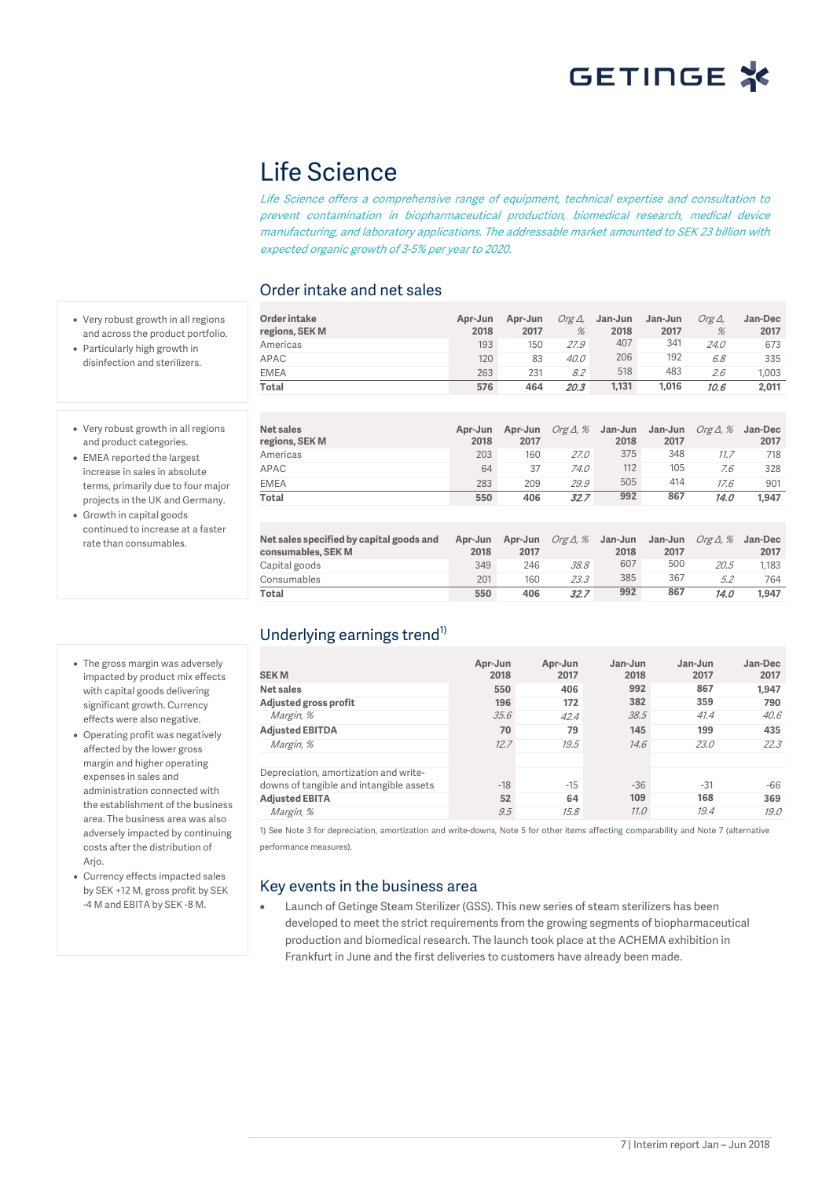# Life Science

*Life Science offers a comprehensive range of equipment, technical expertise and consultation to prevent contamination in biopharmaceutical production, biomedical research, medical device manufacturing, and laboratory applications. The addressable market amounted to SEK 23 billion with expected organic growth of 3-5% per year to 2020.*

## Order intake and net sales

- Very robust growth in all regions and across the product portfolio.
- Particularly high growth in disinfection and sterilizers.

| Order intake regions, SEK M | Apr-Jun 2018 | Apr-Jun 2017 | *Org Δ, %* | Jan-Jun 2018 | Jan-Jun 2017 | *Org Δ, %* | Jan-Dec 2017 |
|---|---|---|---|---|---|---|---|
| Americas | 193 | 150 | *27.9* | 407 | 341 | *24.0* | 673 |
| APAC | 120 | 83 | *40.0* | 206 | 192 | *6.8* | 335 |
| EMEA | 263 | 231 | *8.2* | 518 | 483 | *2.6* | 1,003 |
| **Total** | **576** | **464** | ***20.3*** | **1,131** | **1,016** | ***10.6*** | **2,011** |

- Very robust growth in all regions and product categories.
- EMEA reported the largest increase in sales in absolute terms, primarily due to four major projects in the UK and Germany.
- Growth in capital goods continued to increase at a faster rate than consumables.

| Net sales regions, SEK M | Apr-Jun 2018 | Apr-Jun 2017 | *Org Δ, %* | Jan-Jun 2018 | Jan-Jun 2017 | *Org Δ, %* | Jan-Dec 2017 |
|---|---|---|---|---|---|---|---|
| Americas | 203 | 160 | *27.0* | 375 | 348 | *11.7* | 718 |
| APAC | 64 | 37 | *74.0* | 112 | 105 | *7.6* | 328 |
| EMEA | 283 | 209 | *29.9* | 505 | 414 | *17.6* | 901 |
| **Total** | **550** | **406** | ***32.7*** | **992** | **867** | ***14.0*** | **1,947** |

| Net sales specified by capital goods and consumables, SEK M | Apr-Jun 2018 | Apr-Jun 2017 | *Org Δ, %* | Jan-Jun 2018 | Jan-Jun 2017 | *Org Δ, %* | Jan-Dec 2017 |
|---|---|---|---|---|---|---|---|
| Capital goods | 349 | 246 | *38.8* | 607 | 500 | *20.5* | 1,183 |
| Consumables | 201 | 160 | *23.3* | 385 | 367 | *5.2* | 764 |
| **Total** | **550** | **406** | ***32.7*** | **992** | **867** | ***14.0*** | **1,947** |

## Underlying earnings trend[1)]

- The gross margin was adversely impacted by product mix effects with capital goods delivering significant growth. Currency effects were also negative.
- Operating profit was negatively affected by the lower gross margin and higher operating expenses in sales and administration connected with the establishment of the business area. The business area was also adversely impacted by continuing costs after the distribution of Arjo.
- Currency effects impacted sales by SEK +12 M, gross profit by SEK -4 M and EBITA by SEK -8 M.

| SEK M | Apr-Jun 2018 | Apr-Jun 2017 | Jan-Jun 2018 | Jan-Jun 2017 | Jan-Dec 2017 |
|---|---|---|---|---|---|
| **Net sales** | **550** | **406** | **992** | **867** | **1,947** |
| **Adjusted gross profit** | **196** | **172** | **382** | **359** | **790** |
| *Margin, %* | *35.6* | *42.4* | *38.5* | *41.4* | *40.6* |
| **Adjusted EBITDA** | **70** | **79** | **145** | **199** | **435** |
| *Margin, %* | *12.7* | *19.5* | *14.6* | *23.0* | *22.3* |
| Depreciation, amortization and write-downs of tangible and intangible assets | -18 | -15 | -36 | -31 | -66 |
| **Adjusted EBITA** | **52** | **64** | **109** | **168** | **369** |
| *Margin, %* | *9.5* | *15.8* | *11.0* | *19.4* | *19.0* |

1) See Note 3 for depreciation, amortization and write-downs, Note 5 for other items affecting comparability and Note 7 (alternative performance measures).

## Key events in the business area

- Launch of Getinge Steam Sterilizer (GSS). This new series of steam sterilizers has been developed to meet the strict requirements from the growing segments of biopharmaceutical production and biomedical research. The launch took place at the ACHEMA exhibition in Frankfurt in June and the first deliveries to customers have already been made.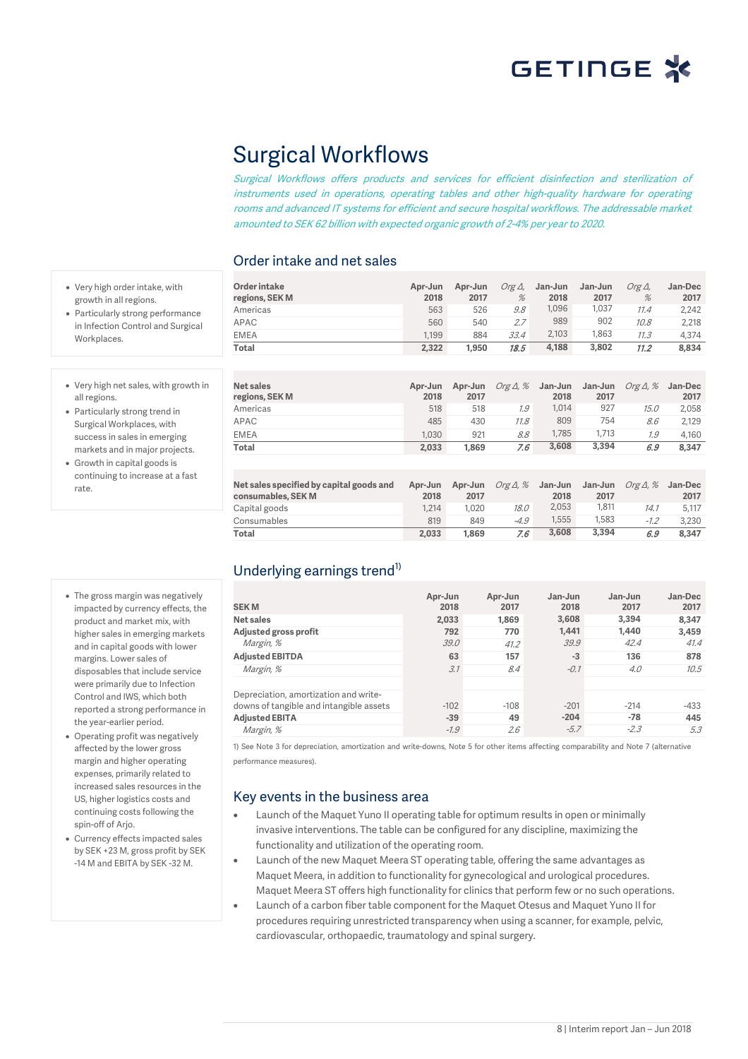# Surgical Workflows

*Surgical Workflows offers products and services for efficient disinfection and sterilization of instruments used in operations, operating tables and other high-quality hardware for operating rooms and advanced IT systems for efficient and secure hospital workflows. The addressable market amounted to SEK 62 billion with expected organic growth of 2-4% per year to 2020.*

## Order intake and net sales

- Very high order intake, with growth in all regions.
- Particularly strong performance in Infection Control and Surgical Workplaces.

| Order intake regions, SEK M | Apr-Jun 2018 | Apr-Jun 2017 | Org Δ, % | Jan-Jun 2018 | Jan-Jun 2017 | Org Δ, % | Jan-Dec 2017 |
|---|---|---|---|---|---|---|---|
| Americas | 563 | 526 | *9.8* | 1,096 | 1,037 | *11.4* | 2,242 |
| APAC | 560 | 540 | *2.7* | 989 | 902 | *10.8* | 2,218 |
| EMEA | 1,199 | 884 | *33.4* | 2,103 | 1,863 | *11.3* | 4,374 |
| **Total** | **2,322** | **1,950** | ***18.5*** | **4,188** | **3,802** | ***11.2*** | **8,834** |

- Very high net sales, with growth in all regions.
- Particularly strong trend in Surgical Workplaces, with success in sales in emerging markets and in major projects.
- Growth in capital goods is continuing to increase at a fast rate.

| Net sales regions, SEK M | Apr-Jun 2018 | Apr-Jun 2017 | Org Δ, % | Jan-Jun 2018 | Jan-Jun 2017 | Org Δ, % | Jan-Dec 2017 |
|---|---|---|---|---|---|---|---|
| Americas | 518 | 518 | *1.9* | 1,014 | 927 | *15.0* | 2,058 |
| APAC | 485 | 430 | *11.8* | 809 | 754 | *8.6* | 2,129 |
| EMEA | 1,030 | 921 | *8.8* | 1,785 | 1,713 | *1.9* | 4,160 |
| **Total** | **2,033** | **1,869** | ***7.6*** | **3,608** | **3,394** | ***6.9*** | **8,347** |

| Net sales specified by capital goods and consumables, SEK M | Apr-Jun 2018 | Apr-Jun 2017 | Org Δ, % | Jan-Jun 2018 | Jan-Jun 2017 | Org Δ, % | Jan-Dec 2017 |
|---|---|---|---|---|---|---|---|
| Capital goods | 1,214 | 1,020 | *18.0* | 2,053 | 1,811 | *14.1* | 5,117 |
| Consumables | 819 | 849 | *-4.9* | 1,555 | 1,583 | *-1.2* | 3,230 |
| **Total** | **2,033** | **1,869** | ***7.6*** | **3,608** | **3,394** | ***6.9*** | **8,347** |

## Underlying earnings trend[1)]

- The gross margin was negatively impacted by currency effects, the product and market mix, with higher sales in emerging markets and in capital goods with lower margins. Lower sales of disposables that include service were primarily due to Infection Control and IWS, which both reported a strong performance in the year-earlier period.
- Operating profit was negatively affected by the lower gross margin and higher operating expenses, primarily related to increased sales resources in the US, higher logistics costs and continuing costs following the spin-off of Arjo.
- Currency effects impacted sales by SEK +23 M, gross profit by SEK -14 M and EBITA by SEK -32 M.

| SEK M | Apr-Jun 2018 | Apr-Jun 2017 | Jan-Jun 2018 | Jan-Jun 2017 | Jan-Dec 2017 |
|---|---|---|---|---|---|
| **Net sales** | **2,033** | **1,869** | **3,608** | **3,394** | **8,347** |
| **Adjusted gross profit** | **792** | **770** | **1,441** | **1,440** | **3,459** |
| *Margin, %* | *39.0* | *41.2* | *39.9* | *42.4* | *41.4* |
| **Adjusted EBITDA** | **63** | **157** | **-3** | **136** | **878** |
| *Margin, %* | *3.1* | *8.4* | *-0.1* | *4.0* | *10.5* |
| | | | | | |
| Depreciation, amortization and write-downs of tangible and intangible assets | -102 | -108 | -201 | -214 | -433 |
| **Adjusted EBITA** | **-39** | **49** | **-204** | **-78** | **445** |
| *Margin, %* | *-1.9* | *2.6* | *-5.7* | *-2.3* | *5.3* |

1) See Note 3 for depreciation, amortization and write-downs, Note 5 for other items affecting comparability and Note 7 (alternative performance measures).

## Key events in the business area

- Launch of the Maquet Yuno II operating table for optimum results in open or minimally invasive interventions. The table can be configured for any discipline, maximizing the functionality and utilization of the operating room.
- Launch of the new Maquet Meera ST operating table, offering the same advantages as Maquet Meera, in addition to functionality for gynecological and urological procedures. Maquet Meera ST offers high functionality for clinics that perform few or no such operations.
- Launch of a carbon fiber table component for the Maquet Otesus and Maquet Yuno II for procedures requiring unrestricted transparency when using a scanner, for example, pelvic, cardiovascular, orthopaedic, traumatology and spinal surgery.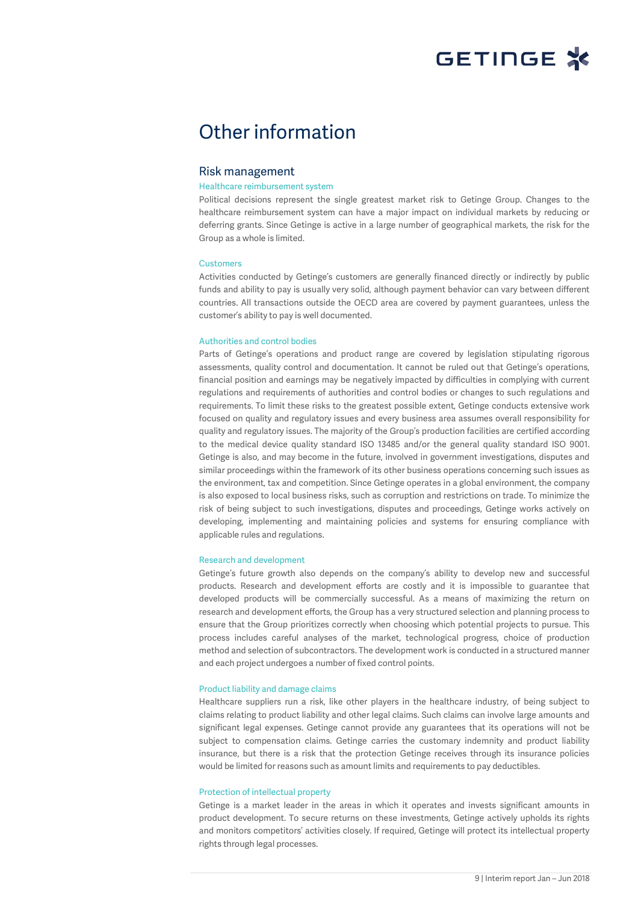# Other information

## Risk management

### Healthcare reimbursement system

Political decisions represent the single greatest market risk to Getinge Group. Changes to the healthcare reimbursement system can have a major impact on individual markets by reducing or deferring grants. Since Getinge is active in a large number of geographical markets, the risk for the Group as a whole is limited.

### Customers

Activities conducted by Getinge's customers are generally financed directly or indirectly by public funds and ability to pay is usually very solid, although payment behavior can vary between different countries. All transactions outside the OECD area are covered by payment guarantees, unless the customer's ability to pay is well documented.

### Authorities and control bodies

Parts of Getinge's operations and product range are covered by legislation stipulating rigorous assessments, quality control and documentation. It cannot be ruled out that Getinge's operations, financial position and earnings may be negatively impacted by difficulties in complying with current regulations and requirements of authorities and control bodies or changes to such regulations and requirements. To limit these risks to the greatest possible extent, Getinge conducts extensive work focused on quality and regulatory issues and every business area assumes overall responsibility for quality and regulatory issues. The majority of the Group's production facilities are certified according to the medical device quality standard ISO 13485 and/or the general quality standard ISO 9001. Getinge is also, and may become in the future, involved in government investigations, disputes and similar proceedings within the framework of its other business operations concerning such issues as the environment, tax and competition. Since Getinge operates in a global environment, the company is also exposed to local business risks, such as corruption and restrictions on trade. To minimize the risk of being subject to such investigations, disputes and proceedings, Getinge works actively on developing, implementing and maintaining policies and systems for ensuring compliance with applicable rules and regulations.

### Research and development

Getinge's future growth also depends on the company's ability to develop new and successful products. Research and development efforts are costly and it is impossible to guarantee that developed products will be commercially successful. As a means of maximizing the return on research and development efforts, the Group has a very structured selection and planning process to ensure that the Group prioritizes correctly when choosing which potential projects to pursue. This process includes careful analyses of the market, technological progress, choice of production method and selection of subcontractors. The development work is conducted in a structured manner and each project undergoes a number of fixed control points.

### Product liability and damage claims

Healthcare suppliers run a risk, like other players in the healthcare industry, of being subject to claims relating to product liability and other legal claims. Such claims can involve large amounts and significant legal expenses. Getinge cannot provide any guarantees that its operations will not be subject to compensation claims. Getinge carries the customary indemnity and product liability insurance, but there is a risk that the protection Getinge receives through its insurance policies would be limited for reasons such as amount limits and requirements to pay deductibles.

### Protection of intellectual property

Getinge is a market leader in the areas in which it operates and invests significant amounts in product development. To secure returns on these investments, Getinge actively upholds its rights and monitors competitors' activities closely. If required, Getinge will protect its intellectual property rights through legal processes.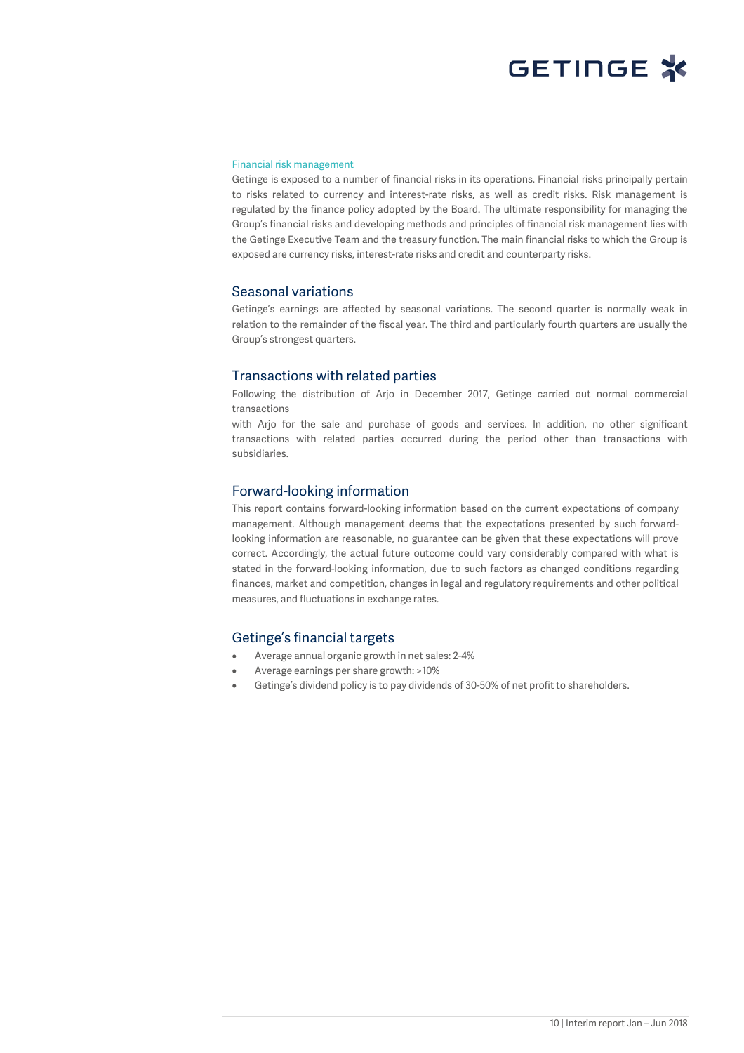### Financial risk management

Getinge is exposed to a number of financial risks in its operations. Financial risks principally pertain to risks related to currency and interest-rate risks, as well as credit risks. Risk management is regulated by the finance policy adopted by the Board. The ultimate responsibility for managing the Group's financial risks and developing methods and principles of financial risk management lies with the Getinge Executive Team and the treasury function. The main financial risks to which the Group is exposed are currency risks, interest-rate risks and credit and counterparty risks.

## Seasonal variations

Getinge's earnings are affected by seasonal variations. The second quarter is normally weak in relation to the remainder of the fiscal year. The third and particularly fourth quarters are usually the Group's strongest quarters.

## Transactions with related parties

Following the distribution of Arjo in December 2017, Getinge carried out normal commercial transactions

with Arjo for the sale and purchase of goods and services. In addition, no other significant transactions with related parties occurred during the period other than transactions with subsidiaries.

## Forward-looking information

This report contains forward-looking information based on the current expectations of company management. Although management deems that the expectations presented by such forward-looking information are reasonable, no guarantee can be given that these expectations will prove correct. Accordingly, the actual future outcome could vary considerably compared with what is stated in the forward-looking information, due to such factors as changed conditions regarding finances, market and competition, changes in legal and regulatory requirements and other political measures, and fluctuations in exchange rates.

## Getinge's financial targets

- Average annual organic growth in net sales: 2-4%
- Average earnings per share growth: >10%
- Getinge's dividend policy is to pay dividends of 30-50% of net profit to shareholders.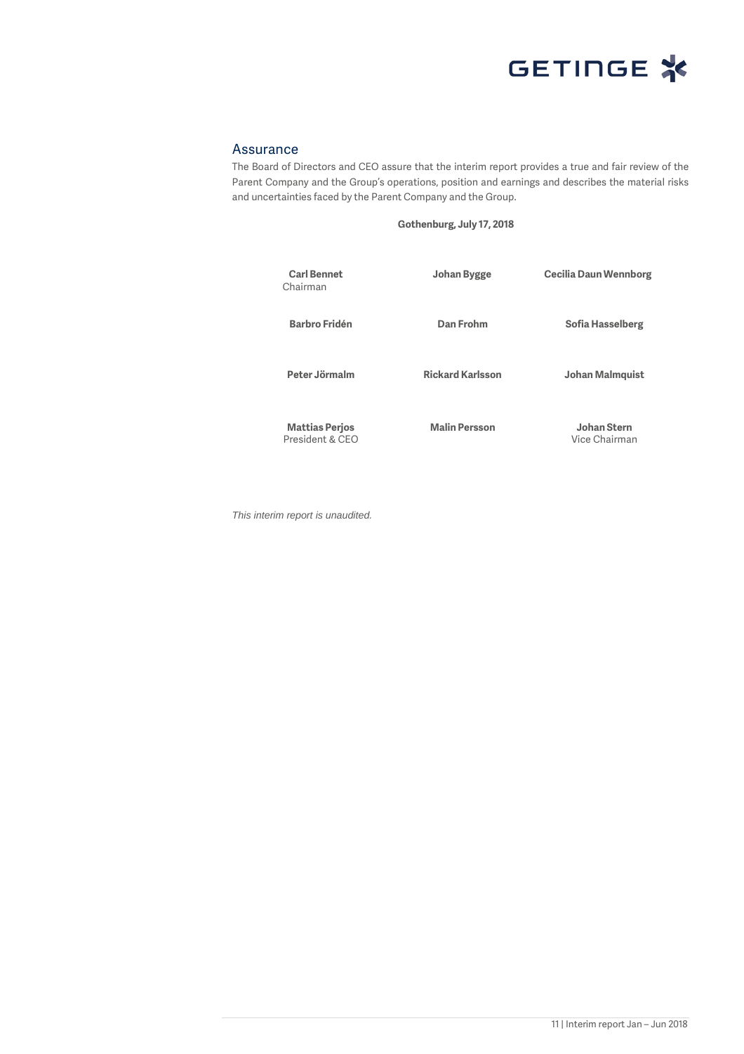## Assurance

The Board of Directors and CEO assure that the interim report provides a true and fair review of the Parent Company and the Group's operations, position and earnings and describes the material risks and uncertainties faced by the Parent Company and the Group.

**Gothenburg, July 17, 2018**

| | | |
|---|---|---|
| **Carl Bennet**<br>Chairman | **Johan Bygge** | **Cecilia Daun Wennborg** |
| **Barbro Fridén** | **Dan Frohm** | **Sofia Hasselberg** |
| **Peter Jörmalm** | **Rickard Karlsson** | **Johan Malmquist** |
| **Mattias Perjos**<br>President & CEO | **Malin Persson** | **Johan Stern**<br>Vice Chairman |

*This interim report is unaudited.*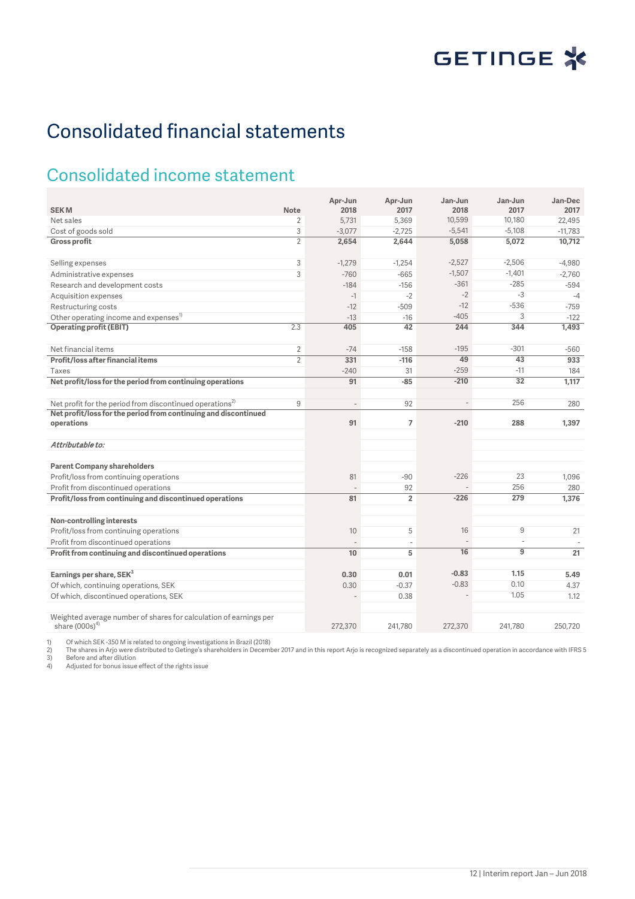# Consolidated financial statements

## Consolidated income statement

| SEK M | Note | Apr-Jun 2018 | Apr-Jun 2017 | Jan-Jun 2018 | Jan-Jun 2017 | Jan-Dec 2017 |
|---|---|---|---|---|---|---|
| Net sales | 2 | 5,731 | 5,369 | 10,599 | 10,180 | 22,495 |
| Cost of goods sold | 3 | -3,077 | -2,725 | -5,541 | -5,108 | -11,783 |
| **Gross profit** | 2 | **2,654** | **2,644** | **5,058** | **5,072** | **10,712** |
| | | | | | | |
| Selling expenses | 3 | -1,279 | -1,254 | -2,527 | -2,506 | -4,980 |
| Administrative expenses | 3 | -760 | -665 | -1,507 | -1,401 | -2,760 |
| Research and development costs | | -184 | -156 | -361 | -285 | -594 |
| Acquisition expenses | | -1 | -2 | -2 | -3 | -4 |
| Restructuring costs | | -12 | -509 | -12 | -536 | -759 |
| Other operating income and expenses[1] | | -13 | -16 | -405 | 3 | -122 |
| **Operating profit (EBIT)** | 2.3 | **405** | **42** | **244** | **344** | **1,493** |
| | | | | | | |
| Net financial items | 2 | -74 | -158 | -195 | -301 | -560 |
| **Profit/loss after financial items** | 2 | **331** | **-116** | **49** | **43** | **933** |
| Taxes | | -240 | 31 | -259 | -11 | 184 |
| **Net profit/loss for the period from continuing operations** | | **91** | **-85** | **-210** | **32** | **1,117** |
| | | | | | | |
| Net profit for the period from discontinued operations[2] | 9 | - | 92 | - | 256 | 280 |
| **Net profit/loss for the period from continuing and discontinued operations** | | **91** | **7** | **-210** | **288** | **1,397** |
| | | | | | | |
| ***Attributable to:*** | | | | | | |
| | | | | | | |
| **Parent Company shareholders** | | | | | | |
| Profit/loss from continuing operations | | 81 | -90 | -226 | 23 | 1,096 |
| Profit from discontinued operations | | - | 92 | - | 256 | 280 |
| **Profit/loss from continuing and discontinued operations** | | **81** | **2** | **-226** | **279** | **1,376** |
| | | | | | | |
| **Non-controlling interests** | | | | | | |
| Profit/loss from continuing operations | | 10 | 5 | 16 | 9 | 21 |
| Profit from discontinued operations | | - | - | - | - | - |
| **Profit from continuing and discontinued operations** | | **10** | **5** | **16** | **9** | **21** |
| | | | | | | |
| **Earnings per share, SEK[3]** | | **0.30** | **0.01** | **-0.83** | **1.15** | **5.49** |
| Of which, continuing operations, SEK | | 0.30 | -0.37 | -0.83 | 0.10 | 4.37 |
| Of which, discontinued operations, SEK | | - | 0.38 | - | 1.05 | 1.12 |
| | | | | | | |
| Weighted average number of shares for calculation of earnings per share (000s)[4] | | 272,370 | 241,780 | 272,370 | 241,780 | 250,720 |

1) Of which SEK -350 M is related to ongoing investigations in Brazil (2018)
2) The shares in Arjo were distributed to Getinge's shareholders in December 2017 and in this report Arjo is recognized separately as a discontinued operation in accordance with IFRS 5
3) Before and after dilution
4) Adjusted for bonus issue effect of the rights issue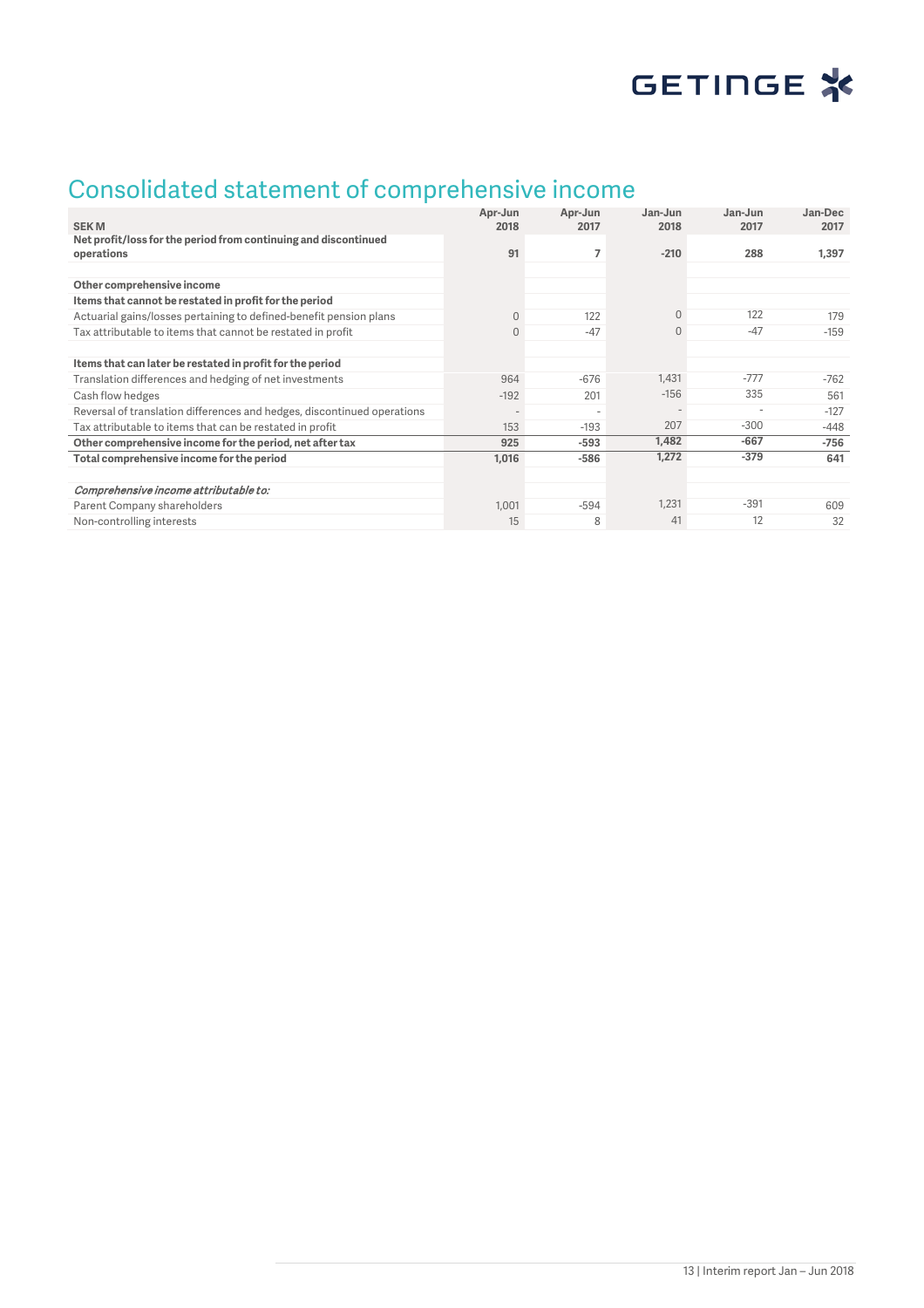# Consolidated statement of comprehensive income

| SEK M | Apr-Jun 2018 | Apr-Jun 2017 | Jan-Jun 2018 | Jan-Jun 2017 | Jan-Dec 2017 |
|---|---|---|---|---|---|
| **Net profit/loss for the period from continuing and discontinued operations** | **91** | **7** | **-210** | **288** | **1,397** |
| | | | | | |
| **Other comprehensive income** | | | | | |
| **Items that cannot be restated in profit for the period** | | | | | |
| Actuarial gains/losses pertaining to defined-benefit pension plans | 0 | 122 | 0 | 122 | 179 |
| Tax attributable to items that cannot be restated in profit | 0 | -47 | 0 | -47 | -159 |
| | | | | | |
| **Items that can later be restated in profit for the period** | | | | | |
| Translation differences and hedging of net investments | 964 | -676 | 1,431 | -777 | -762 |
| Cash flow hedges | -192 | 201 | -156 | 335 | 561 |
| Reversal of translation differences and hedges, discontinued operations | - | - | - | - | -127 |
| Tax attributable to items that can be restated in profit | 153 | -193 | 207 | -300 | -448 |
| **Other comprehensive income for the period, net after tax** | **925** | **-593** | **1,482** | **-667** | **-756** |
| **Total comprehensive income for the period** | **1,016** | **-586** | **1,272** | **-379** | **641** |
| | | | | | |
| ***Comprehensive income attributable to:*** | | | | | |
| Parent Company shareholders | 1,001 | -594 | 1,231 | -391 | 609 |
| Non-controlling interests | 15 | 8 | 41 | 12 | 32 |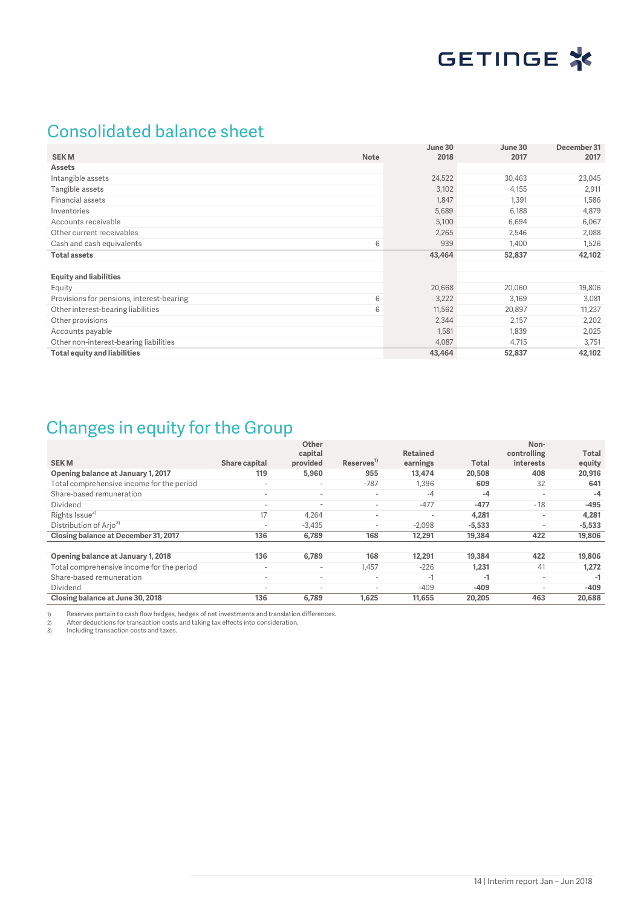## Consolidated balance sheet

| SEK M | Note | June 30 2018 | June 30 2017 | December 31 2017 |
|---|---|---|---|---|
| **Assets** | | | | |
| Intangible assets | | 24,522 | 30,463 | 23,045 |
| Tangible assets | | 3,102 | 4,155 | 2,911 |
| Financial assets | | 1,847 | 1,391 | 1,586 |
| Inventories | | 5,689 | 6,188 | 4,879 |
| Accounts receivable | | 5,100 | 6,694 | 6,067 |
| Other current receivables | | 2,265 | 2,546 | 2,088 |
| Cash and cash equivalents | 6 | 939 | 1,400 | 1,526 |
| **Total assets** | | **43,464** | **52,837** | **42,102** |
| | | | | |
| **Equity and liabilities** | | | | |
| Equity | | 20,668 | 20,060 | 19,806 |
| Provisions for pensions, interest-bearing | 6 | 3,222 | 3,169 | 3,081 |
| Other interest-bearing liabilities | 6 | 11,562 | 20,897 | 11,237 |
| Other provisions | | 2,344 | 2,157 | 2,202 |
| Accounts payable | | 1,581 | 1,839 | 2,025 |
| Other non-interest-bearing liabilities | | 4,087 | 4,715 | 3,751 |
| **Total equity and liabilities** | | **43,464** | **52,837** | **42,102** |

## Changes in equity for the Group

| SEK M | Share capital | Other capital provided | Reserves[1] | Retained earnings | Total | Non-controlling interests | Total equity |
|---|---|---|---|---|---|---|---|
| **Opening balance at January 1, 2017** | **119** | **5,960** | **955** | **13,474** | **20,508** | **408** | **20,916** |
| Total comprehensive income for the period | - | - | -787 | 1,396 | **609** | 32 | **641** |
| Share-based remuneration | - | - | - | -4 | **-4** | - | **-4** |
| Dividend | - | - | - | -477 | **-477** | -18 | **-495** |
| Rights Issue[2] | 17 | 4,264 | - | - | **4,281** | - | **4,281** |
| Distribution of Arjo[3] | - | -3,435 | - | -2,098 | **-5,533** | - | **-5,533** |
| **Closing balance at December 31, 2017** | **136** | **6,789** | **168** | **12,291** | **19,384** | **422** | **19,806** |
| | | | | | | | |
| **Opening balance at January 1, 2018** | **136** | **6,789** | **168** | **12,291** | **19,384** | **422** | **19,806** |
| Total comprehensive income for the period | - | - | 1,457 | -226 | **1,231** | 41 | **1,272** |
| Share-based remuneration | - | - | - | -1 | **-1** | - | **-1** |
| Dividend | - | - | - | -409 | **-409** | - | **-409** |
| **Closing balance at June 30, 2018** | **136** | **6,789** | **1,625** | **11,655** | **20,205** | **463** | **20,688** |

1) Reserves pertain to cash flow hedges, hedges of net investments and translation differences.
2) After deductions for transaction costs and taking tax effects into consideration.
3) Including transaction costs and taxes.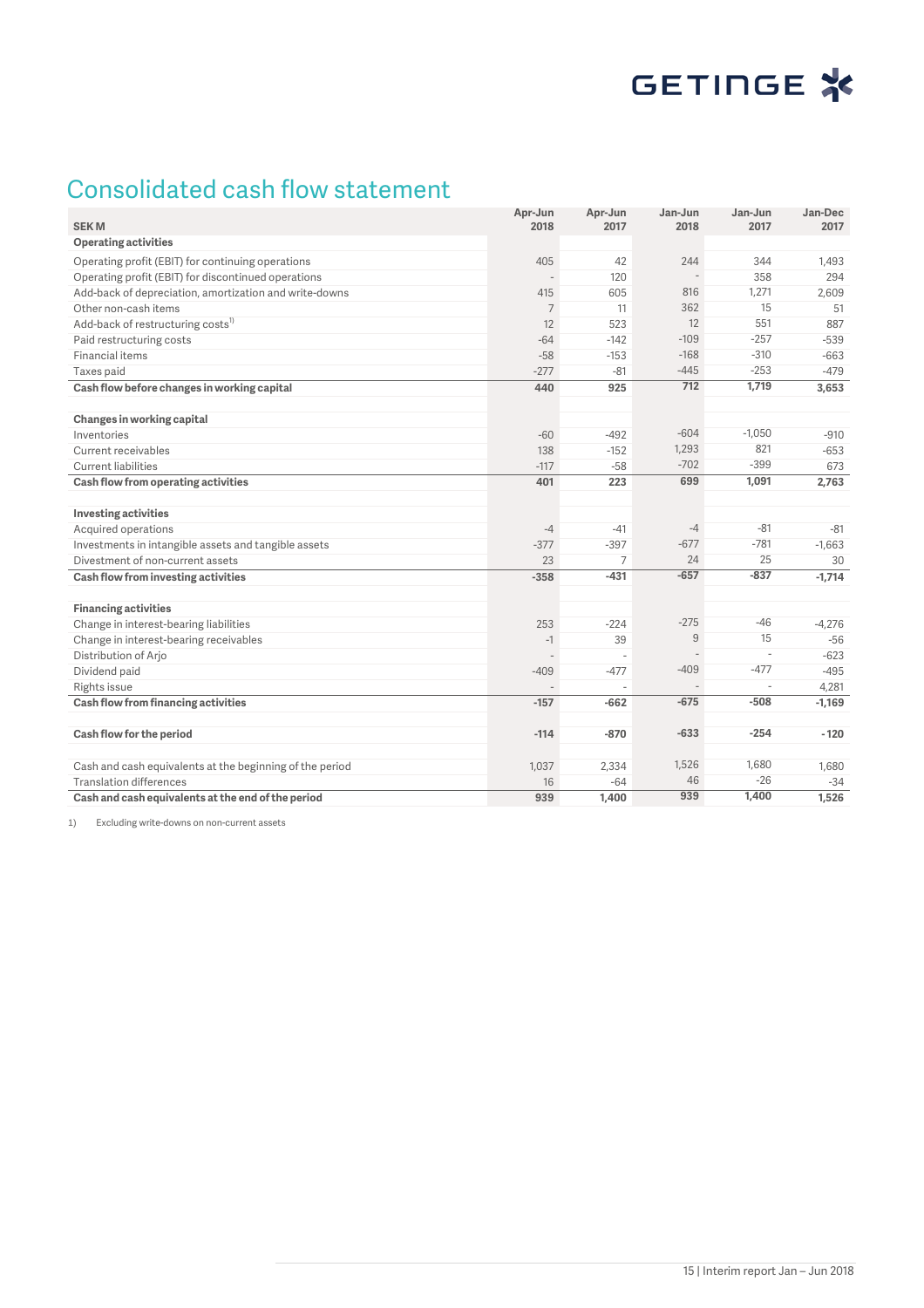# Consolidated cash flow statement

| SEK M | Apr-Jun 2018 | Apr-Jun 2017 | Jan-Jun 2018 | Jan-Jun 2017 | Jan-Dec 2017 |
|---|---|---|---|---|---|
| **Operating activities** | | | | | |
| Operating profit (EBIT) for continuing operations | 405 | 42 | 244 | 344 | 1,493 |
| Operating profit (EBIT) for discontinued operations | - | 120 | - | 358 | 294 |
| Add-back of depreciation, amortization and write-downs | 415 | 605 | 816 | 1,271 | 2,609 |
| Other non-cash items | 7 | 11 | 362 | 15 | 51 |
| Add-back of restructuring costs[1] | 12 | 523 | 12 | 551 | 887 |
| Paid restructuring costs | -64 | -142 | -109 | -257 | -539 |
| Financial items | -58 | -153 | -168 | -310 | -663 |
| Taxes paid | -277 | -81 | -445 | -253 | -479 |
| **Cash flow before changes in working capital** | **440** | **925** | **712** | **1,719** | **3,653** |
| | | | | | |
| **Changes in working capital** | | | | | |
| Inventories | -60 | -492 | -604 | -1,050 | -910 |
| Current receivables | 138 | -152 | 1,293 | 821 | -653 |
| Current liabilities | -117 | -58 | -702 | -399 | 673 |
| **Cash flow from operating activities** | **401** | **223** | **699** | **1,091** | **2,763** |
| | | | | | |
| **Investing activities** | | | | | |
| Acquired operations | -4 | -41 | -4 | -81 | -81 |
| Investments in intangible assets and tangible assets | -377 | -397 | -677 | -781 | -1,663 |
| Divestment of non-current assets | 23 | 7 | 24 | 25 | 30 |
| **Cash flow from investing activities** | **-358** | **-431** | **-657** | **-837** | **-1,714** |
| | | | | | |
| **Financing activities** | | | | | |
| Change in interest-bearing liabilities | 253 | -224 | -275 | -46 | -4,276 |
| Change in interest-bearing receivables | -1 | 39 | 9 | 15 | -56 |
| Distribution of Arjo | - | - | - | - | -623 |
| Dividend paid | -409 | -477 | -409 | -477 | -495 |
| Rights issue | - | - | - | - | 4,281 |
| **Cash flow from financing activities** | **-157** | **-662** | **-675** | **-508** | **-1,169** |
| | | | | | |
| **Cash flow for the period** | **-114** | **-870** | **-633** | **-254** | **-120** |
| | | | | | |
| Cash and cash equivalents at the beginning of the period | 1,037 | 2,334 | 1,526 | 1,680 | 1,680 |
| Translation differences | 16 | -64 | 46 | -26 | -34 |
| **Cash and cash equivalents at the end of the period** | **939** | **1,400** | **939** | **1,400** | **1,526** |

1) Excluding write-downs on non-current assets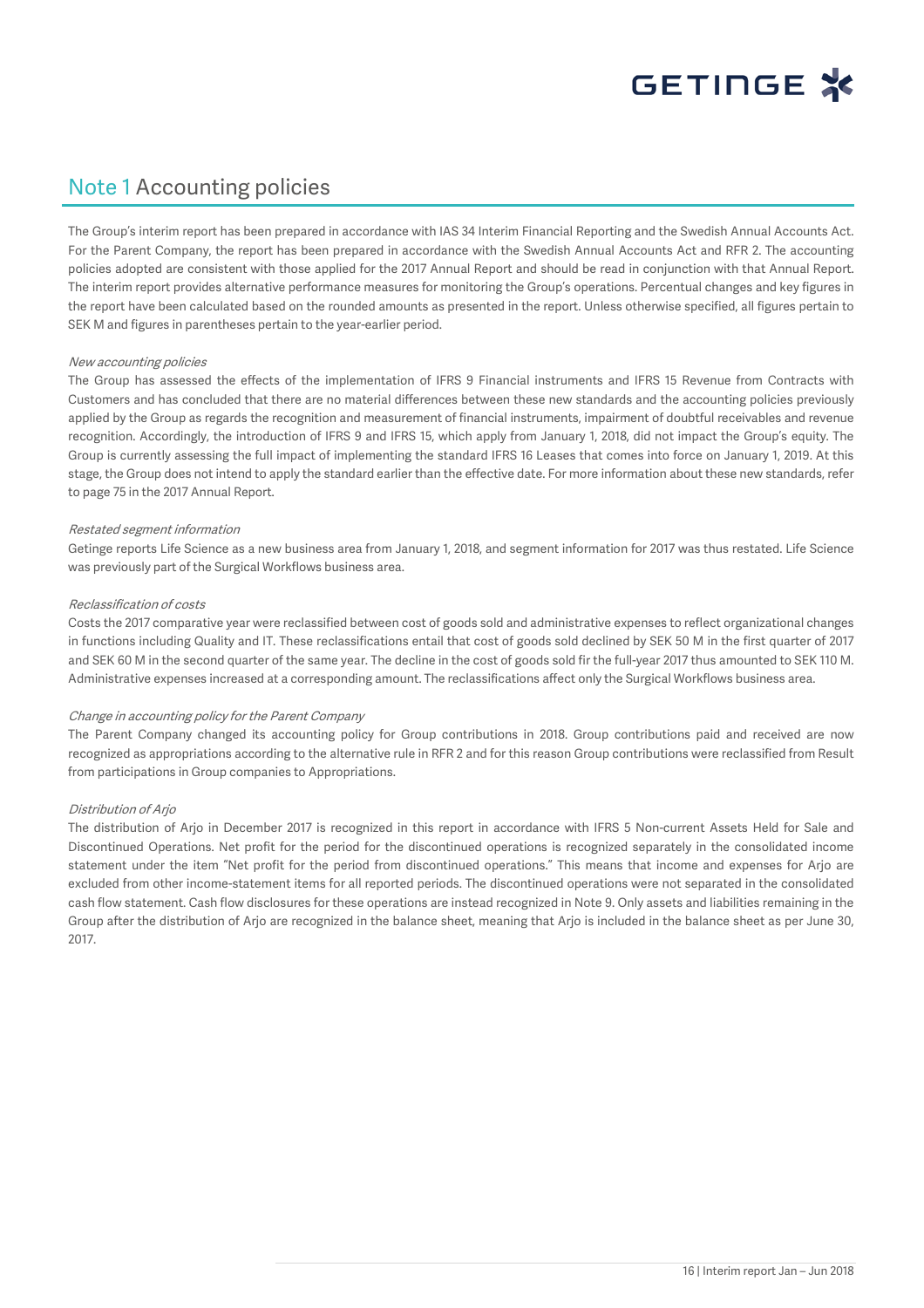# Note 1 Accounting policies

The Group's interim report has been prepared in accordance with IAS 34 Interim Financial Reporting and the Swedish Annual Accounts Act. For the Parent Company, the report has been prepared in accordance with the Swedish Annual Accounts Act and RFR 2. The accounting policies adopted are consistent with those applied for the 2017 Annual Report and should be read in conjunction with that Annual Report. The interim report provides alternative performance measures for monitoring the Group's operations. Percentual changes and key figures in the report have been calculated based on the rounded amounts as presented in the report. Unless otherwise specified, all figures pertain to SEK M and figures in parentheses pertain to the year-earlier period.

*New accounting policies*

The Group has assessed the effects of the implementation of IFRS 9 Financial instruments and IFRS 15 Revenue from Contracts with Customers and has concluded that there are no material differences between these new standards and the accounting policies previously applied by the Group as regards the recognition and measurement of financial instruments, impairment of doubtful receivables and revenue recognition. Accordingly, the introduction of IFRS 9 and IFRS 15, which apply from January 1, 2018, did not impact the Group's equity. The Group is currently assessing the full impact of implementing the standard IFRS 16 Leases that comes into force on January 1, 2019. At this stage, the Group does not intend to apply the standard earlier than the effective date. For more information about these new standards, refer to page 75 in the 2017 Annual Report.

*Restated segment information*

Getinge reports Life Science as a new business area from January 1, 2018, and segment information for 2017 was thus restated. Life Science was previously part of the Surgical Workflows business area.

*Reclassification of costs*

Costs the 2017 comparative year were reclassified between cost of goods sold and administrative expenses to reflect organizational changes in functions including Quality and IT. These reclassifications entail that cost of goods sold declined by SEK 50 M in the first quarter of 2017 and SEK 60 M in the second quarter of the same year. The decline in the cost of goods sold fir the full-year 2017 thus amounted to SEK 110 M. Administrative expenses increased at a corresponding amount. The reclassifications affect only the Surgical Workflows business area.

*Change in accounting policy for the Parent Company*

The Parent Company changed its accounting policy for Group contributions in 2018. Group contributions paid and received are now recognized as appropriations according to the alternative rule in RFR 2 and for this reason Group contributions were reclassified from Result from participations in Group companies to Appropriations.

*Distribution of Arjo*

The distribution of Arjo in December 2017 is recognized in this report in accordance with IFRS 5 Non-current Assets Held for Sale and Discontinued Operations. Net profit for the period for the discontinued operations is recognized separately in the consolidated income statement under the item "Net profit for the period from discontinued operations." This means that income and expenses for Arjo are excluded from other income-statement items for all reported periods. The discontinued operations were not separated in the consolidated cash flow statement. Cash flow disclosures for these operations are instead recognized in Note 9. Only assets and liabilities remaining in the Group after the distribution of Arjo are recognized in the balance sheet, meaning that Arjo is included in the balance sheet as per June 30, 2017.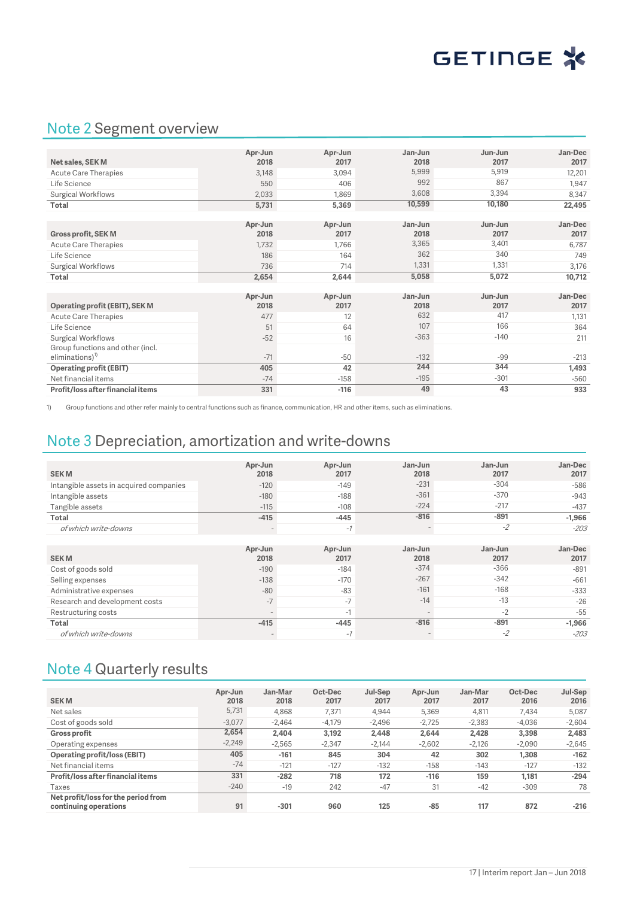## Note 2 Segment overview

| Net sales, SEK M | Apr-Jun 2018 | Apr-Jun 2017 | Jan-Jun 2018 | Jun-Jun 2017 | Jan-Dec 2017 |
|---|---|---|---|---|---|
| Acute Care Therapies | 3,148 | 3,094 | 5,999 | 5,919 | 12,201 |
| Life Science | 550 | 406 | 992 | 867 | 1,947 |
| Surgical Workflows | 2,033 | 1,869 | 3,608 | 3,394 | 8,347 |
| **Total** | **5,731** | **5,369** | **10,599** | **10,180** | **22,495** |

| Gross profit, SEK M | Apr-Jun 2018 | Apr-Jun 2017 | Jan-Jun 2018 | Jun-Jun 2017 | Jan-Dec 2017 |
|---|---|---|---|---|---|
| Acute Care Therapies | 1,732 | 1,766 | 3,365 | 3,401 | 6,787 |
| Life Science | 186 | 164 | 362 | 340 | 749 |
| Surgical Workflows | 736 | 714 | 1,331 | 1,331 | 3,176 |
| **Total** | **2,654** | **2,644** | **5,058** | **5,072** | **10,712** |

| Operating profit (EBIT), SEK M | Apr-Jun 2018 | Apr-Jun 2017 | Jan-Jun 2018 | Jun-Jun 2017 | Jan-Dec 2017 |
|---|---|---|---|---|---|
| Acute Care Therapies | 477 | 12 | 632 | 417 | 1,131 |
| Life Science | 51 | 64 | 107 | 166 | 364 |
| Surgical Workflows | -52 | 16 | -363 | -140 | 211 |
| Group functions and other (incl. eliminations)[1] | -71 | -50 | -132 | -99 | -213 |
| **Operating profit (EBIT)** | **405** | **42** | **244** | **344** | **1,493** |
| Net financial items | -74 | -158 | -195 | -301 | -560 |
| **Profit/loss after financial items** | **331** | **-116** | **49** | **43** | **933** |

1) Group functions and other refer mainly to central functions such as finance, communication, HR and other items, such as eliminations.

## Note 3 Depreciation, amortization and write-downs

| SEK M | Apr-Jun 2018 | Apr-Jun 2017 | Jan-Jun 2018 | Jan-Jun 2017 | Jan-Dec 2017 |
|---|---|---|---|---|---|
| Intangible assets in acquired companies | -120 | -149 | -231 | -304 | -586 |
| Intangible assets | -180 | -188 | -361 | -370 | -943 |
| Tangible assets | -115 | -108 | -224 | -217 | -437 |
| **Total** | **-415** | **-445** | **-816** | **-891** | **-1,966** |
| *of which write-downs* | - | *-1* | - | *-2* | *-203* |

| SEK M | Apr-Jun 2018 | Apr-Jun 2017 | Jan-Jun 2018 | Jan-Jun 2017 | Jan-Dec 2017 |
|---|---|---|---|---|---|
| Cost of goods sold | -190 | -184 | -374 | -366 | -891 |
| Selling expenses | -138 | -170 | -267 | -342 | -661 |
| Administrative expenses | -80 | -83 | -161 | -168 | -333 |
| Research and development costs | -7 | -7 | -14 | -13 | -26 |
| Restructuring costs | - | -1 | - | -2 | -55 |
| **Total** | **-415** | **-445** | **-816** | **-891** | **-1,966** |
| *of which write-downs* | - | *-1* | - | *-2* | *-203* |

## Note 4 Quarterly results

| SEK M | Apr-Jun 2018 | Jan-Mar 2018 | Oct-Dec 2017 | Jul-Sep 2017 | Apr-Jun 2017 | Jan-Mar 2017 | Oct-Dec 2016 | Jul-Sep 2016 |
|---|---|---|---|---|---|---|---|---|
| Net sales | 5,731 | 4,868 | 7,371 | 4,944 | 5,369 | 4,811 | 7,434 | 5,087 |
| Cost of goods sold | -3,077 | -2,464 | -4,179 | -2,496 | -2,725 | -2,383 | -4,036 | -2,604 |
| **Gross profit** | **2,654** | **2,404** | **3,192** | **2,448** | **2,644** | **2,428** | **3,398** | **2,483** |
| Operating expenses | -2,249 | -2,565 | -2,347 | -2,144 | -2,602 | -2,126 | -2,090 | -2,645 |
| **Operating profit/loss (EBIT)** | **405** | **-161** | **845** | **304** | **42** | **302** | **1,308** | **-162** |
| Net financial items | -74 | -121 | -127 | -132 | -158 | -143 | -127 | -132 |
| **Profit/loss after financial items** | **331** | **-282** | **718** | **172** | **-116** | **159** | **1,181** | **-294** |
| Taxes | -240 | -19 | 242 | -47 | 31 | -42 | -309 | 78 |
| **Net profit/loss for the period from continuing operations** | **91** | **-301** | **960** | **125** | **-85** | **117** | **872** | **-216** |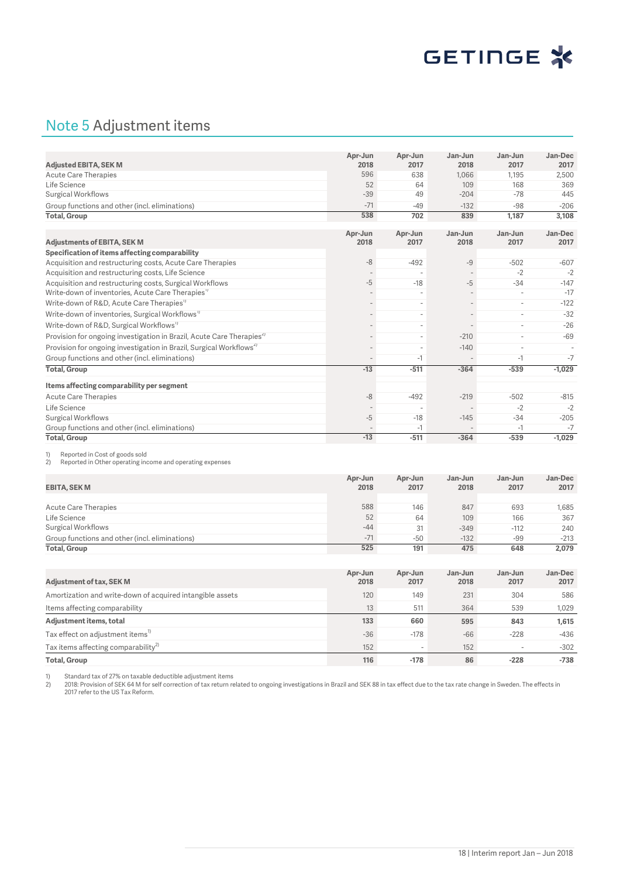# Note 5 Adjustment items

| Adjusted EBITA, SEK M | Apr-Jun 2018 | Apr-Jun 2017 | Jan-Jun 2018 | Jan-Jun 2017 | Jan-Dec 2017 |
|---|---|---|---|---|---|
| Acute Care Therapies | 596 | 638 | 1,066 | 1,195 | 2,500 |
| Life Science | 52 | 64 | 109 | 168 | 369 |
| Surgical Workflows | -39 | 49 | -204 | -78 | 445 |
| Group functions and other (incl. eliminations) | -71 | -49 | -132 | -98 | -206 |
| **Total, Group** | **538** | **702** | **839** | **1,187** | **3,108** |

| Adjustments of EBITA, SEK M | Apr-Jun 2018 | Apr-Jun 2017 | Jan-Jun 2018 | Jan-Jun 2017 | Jan-Dec 2017 |
|---|---|---|---|---|---|
| **Specification of items affecting comparability** | | | | | |
| Acquisition and restructuring costs, Acute Care Therapies | -8 | -492 | -9 | -502 | -607 |
| Acquisition and restructuring costs, Life Science | - | - | - | -2 | -2 |
| Acquisition and restructuring costs, Surgical Workflows | -5 | -18 | -5 | -34 | -147 |
| Write-down of inventories, Acute Care Therapies[1] | - | - | - | - | -17 |
| Write-down of R&D, Acute Care Therapies[1] | - | - | - | - | -122 |
| Write-down of inventories, Surgical Workflows[1] | - | - | - | - | -32 |
| Write-down of R&D, Surgical Workflows[1] | - | - | - | - | -26 |
| Provision for ongoing investigation in Brazil, Acute Care Therapies[2] | - | - | -210 | - | -69 |
| Provision for ongoing investigation in Brazil, Surgical Workflows[2] | - | - | -140 | - | - |
| Group functions and other (incl. eliminations) | - | -1 | - | -1 | -7 |
| **Total, Group** | **-13** | **-511** | **-364** | **-539** | **-1,029** |
| **Items affecting comparability per segment** | | | | | |
| Acute Care Therapies | -8 | -492 | -219 | -502 | -815 |
| Life Science | - | - | - | -2 | -2 |
| Surgical Workflows | -5 | -18 | -145 | -34 | -205 |
| Group functions and other (incl. eliminations) | - | -1 | - | -1 | -7 |
| **Total, Group** | **-13** | **-511** | **-364** | **-539** | **-1,029** |

1) Reported in Cost of goods sold
2) Reported in Other operating income and operating expenses

| EBITA, SEK M | Apr-Jun 2018 | Apr-Jun 2017 | Jan-Jun 2018 | Jan-Jun 2017 | Jan-Dec 2017 |
|---|---|---|---|---|---|
| Acute Care Therapies | 588 | 146 | 847 | 693 | 1,685 |
| Life Science | 52 | 64 | 109 | 166 | 367 |
| Surgical Workflows | -44 | 31 | -349 | -112 | 240 |
| Group functions and other (incl. eliminations) | -71 | -50 | -132 | -99 | -213 |
| **Total, Group** | **525** | **191** | **475** | **648** | **2,079** |

| Adjustment of tax, SEK M | Apr-Jun 2018 | Apr-Jun 2017 | Jan-Jun 2018 | Jan-Jun 2017 | Jan-Dec 2017 |
|---|---|---|---|---|---|
| Amortization and write-down of acquired intangible assets | 120 | 149 | 231 | 304 | 586 |
| Items affecting comparability | 13 | 511 | 364 | 539 | 1,029 |
| **Adjustment items, total** | **133** | **660** | **595** | **843** | **1,615** |
| Tax effect on adjustment items[1] | -36 | -178 | -66 | -228 | -436 |
| Tax items affecting comparability[2] | 152 | - | 152 | - | -302 |
| **Total, Group** | **116** | **-178** | **86** | **-228** | **-738** |

1) Standard tax of 27% on taxable deductible adjustment items
2) 2018: Provision of SEK 64 M for self correction of tax return related to ongoing investigations in Brazil and SEK 88 in tax effect due to the tax rate change in Sweden. The effects in 2017 refer to the US Tax Reform.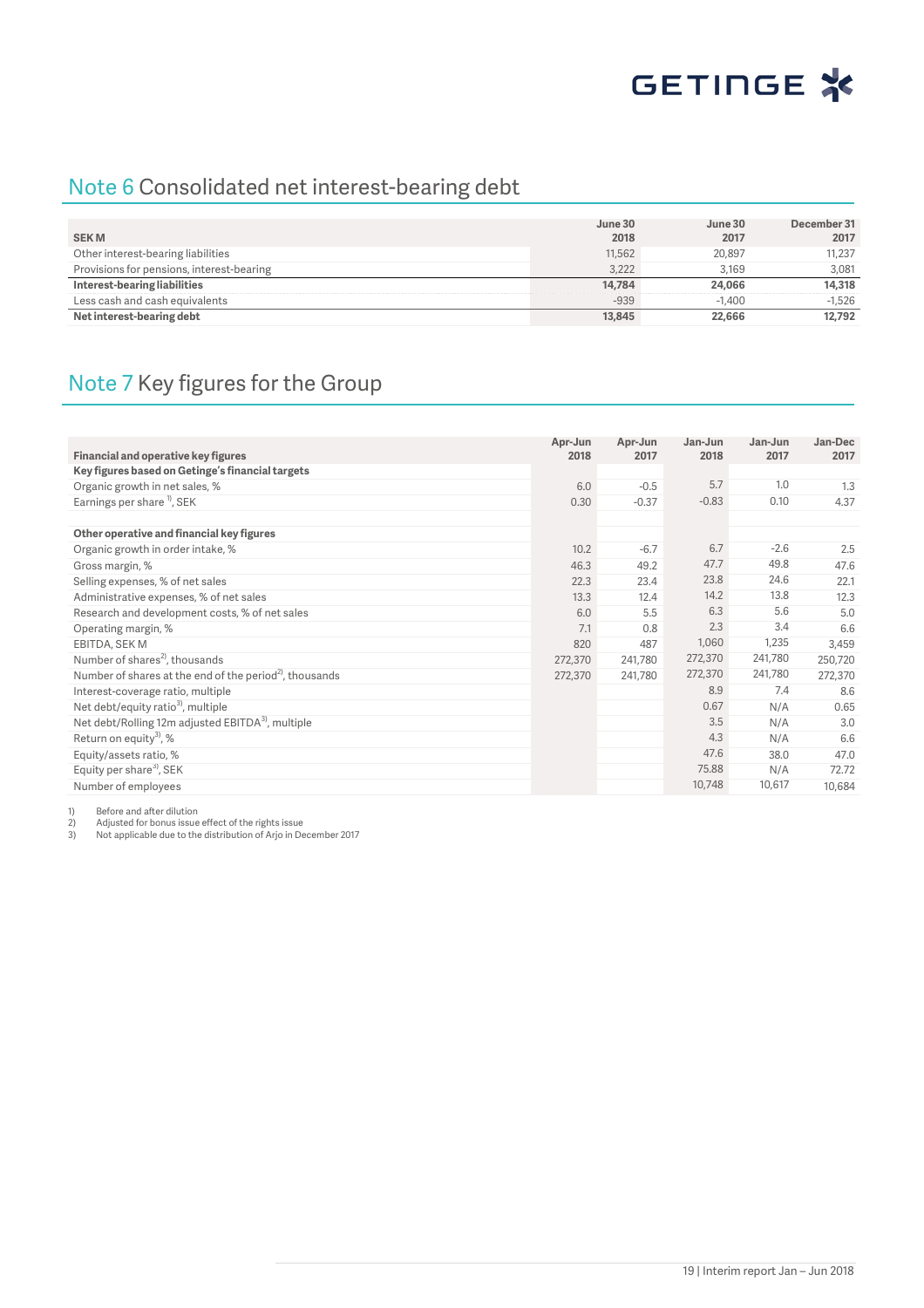## Note 6 Consolidated net interest-bearing debt

| SEK M | June 30 2018 | June 30 2017 | December 31 2017 |
|---|---|---|---|
| Other interest-bearing liabilities | 11,562 | 20,897 | 11,237 |
| Provisions for pensions, interest-bearing | 3,222 | 3,169 | 3,081 |
| **Interest-bearing liabilities** | **14,784** | **24,066** | **14,318** |
| Less cash and cash equivalents | -939 | -1,400 | -1,526 |
| **Net interest-bearing debt** | **13,845** | **22,666** | **12,792** |

## Note 7 Key figures for the Group

| Financial and operative key figures | Apr-Jun 2018 | Apr-Jun 2017 | Jan-Jun 2018 | Jan-Jun 2017 | Jan-Dec 2017 |
|---|---|---|---|---|---|
| **Key figures based on Getinge's financial targets** | | | | | |
| Organic growth in net sales, % | 6.0 | -0.5 | 5.7 | 1.0 | 1.3 |
| Earnings per share [1], SEK | 0.30 | -0.37 | -0.83 | 0.10 | 4.37 |
| | | | | | |
| **Other operative and financial key figures** | | | | | |
| Organic growth in order intake, % | 10.2 | -6.7 | 6.7 | -2.6 | 2.5 |
| Gross margin, % | 46.3 | 49.2 | 47.7 | 49.8 | 47.6 |
| Selling expenses, % of net sales | 22.3 | 23.4 | 23.8 | 24.6 | 22.1 |
| Administrative expenses, % of net sales | 13.3 | 12.4 | 14.2 | 13.8 | 12.3 |
| Research and development costs, % of net sales | 6.0 | 5.5 | 6.3 | 5.6 | 5.0 |
| Operating margin, % | 7.1 | 0.8 | 2.3 | 3.4 | 6.6 |
| EBITDA, SEK M | 820 | 487 | 1,060 | 1,235 | 3,459 |
| Number of shares [2], thousands | 272,370 | 241,780 | 272,370 | 241,780 | 250,720 |
| Number of shares at the end of the period [2], thousands | 272,370 | 241,780 | 272,370 | 241,780 | 272,370 |
| Interest-coverage ratio, multiple | | | 8.9 | 7.4 | 8.6 |
| Net debt/equity ratio [3], multiple | | | 0.67 | N/A | 0.65 |
| Net debt/Rolling 12m adjusted EBITDA [3], multiple | | | 3.5 | N/A | 3.0 |
| Return on equity [3], % | | | 4.3 | N/A | 6.6 |
| Equity/assets ratio, % | | | 47.6 | 38.0 | 47.0 |
| Equity per share [3], SEK | | | 75.88 | N/A | 72.72 |
| Number of employees | | | 10,748 | 10,617 | 10,684 |

1) Before and after dilution
2) Adjusted for bonus issue effect of the rights issue
3) Not applicable due to the distribution of Arjo in December 2017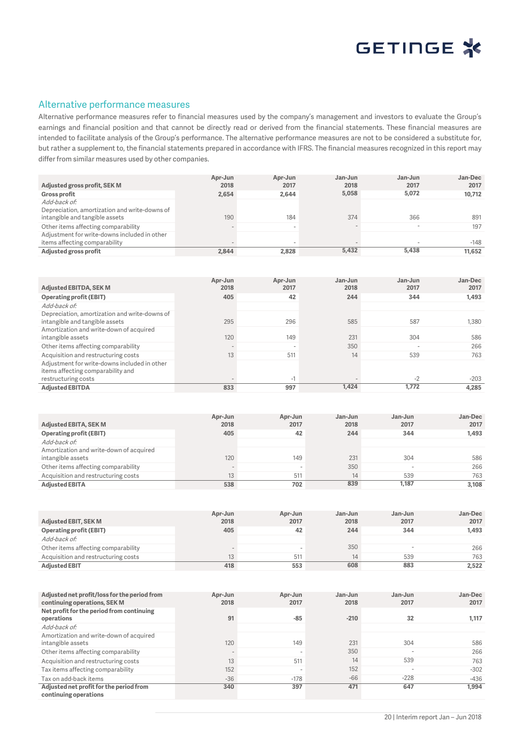## Alternative performance measures

Alternative performance measures refer to financial measures used by the company's management and investors to evaluate the Group's earnings and financial position and that cannot be directly read or derived from the financial statements. These financial measures are intended to facilitate analysis of the Group's performance. The alternative performance measures are not to be considered a substitute for, but rather a supplement to, the financial statements prepared in accordance with IFRS. The financial measures recognized in this report may differ from similar measures used by other companies.

| Adjusted gross profit, SEK M | Apr-Jun 2018 | Apr-Jun 2017 | Jan-Jun 2018 | Jan-Jun 2017 | Jan-Dec 2017 |
|---|---|---|---|---|---|
| **Gross profit** | **2,654** | **2,644** | **5,058** | **5,072** | **10,712** |
| *Add-back of:* | | | | | |
| Depreciation, amortization and write-downs of intangible and tangible assets | 190 | 184 | 374 | 366 | 891 |
| Other items affecting comparability | - | - | - | - | 197 |
| Adjustment for write-downs included in other items affecting comparability | - | - | - | - | -148 |
| **Adjusted gross profit** | **2,844** | **2,828** | **5,432** | **5,438** | **11,652** |

| Adjusted EBITDA, SEK M | Apr-Jun 2018 | Apr-Jun 2017 | Jan-Jun 2018 | Jan-Jun 2017 | Jan-Dec 2017 |
|---|---|---|---|---|---|
| **Operating profit (EBIT)** | **405** | **42** | **244** | **344** | **1,493** |
| *Add-back of:* | | | | | |
| Depreciation, amortization and write-downs of intangible and tangible assets | 295 | 296 | 585 | 587 | 1,380 |
| Amortization and write-down of acquired intangible assets | 120 | 149 | 231 | 304 | 586 |
| Other items affecting comparability | - | - | 350 | - | 266 |
| Acquisition and restructuring costs | 13 | 511 | 14 | 539 | 763 |
| Adjustment for write-downs included in other items affecting comparability and restructuring costs | - | -1 | - | -2 | -203 |
| **Adjusted EBITDA** | **833** | **997** | **1,424** | **1,772** | **4,285** |

| Adjusted EBITA, SEK M | Apr-Jun 2018 | Apr-Jun 2017 | Jan-Jun 2018 | Jan-Jun 2017 | Jan-Dec 2017 |
|---|---|---|---|---|---|
| **Operating profit (EBIT)** | **405** | **42** | **244** | **344** | **1,493** |
| *Add-back of:* | | | | | |
| Amortization and write-down of acquired intangible assets | 120 | 149 | 231 | 304 | 586 |
| Other items affecting comparability | - | - | 350 | - | 266 |
| Acquisition and restructuring costs | 13 | 511 | 14 | 539 | 763 |
| **Adjusted EBITA** | **538** | **702** | **839** | **1,187** | **3,108** |

| Adjusted EBIT, SEK M | Apr-Jun 2018 | Apr-Jun 2017 | Jan-Jun 2018 | Jan-Jun 2017 | Jan-Dec 2017 |
|---|---|---|---|---|---|
| **Operating profit (EBIT)** | **405** | **42** | **244** | **344** | **1,493** |
| *Add-back of:* | | | | | |
| Other items affecting comparability | - | - | 350 | - | 266 |
| Acquisition and restructuring costs | 13 | 511 | 14 | 539 | 763 |
| **Adjusted EBIT** | **418** | **553** | **608** | **883** | **2,522** |

| Adjusted net profit/loss for the period from continuing operations, SEK M | Apr-Jun 2018 | Apr-Jun 2017 | Jan-Jun 2018 | Jan-Jun 2017 | Jan-Dec 2017 |
|---|---|---|---|---|---|
| **Net profit for the period from continuing operations** | **91** | **-85** | **-210** | **32** | **1,117** |
| *Add-back of:* | | | | | |
| Amortization and write-down of acquired intangible assets | 120 | 149 | 231 | 304 | 586 |
| Other items affecting comparability | - | - | 350 | - | 266 |
| Acquisition and restructuring costs | 13 | 511 | 14 | 539 | 763 |
| Tax items affecting comparability | 152 | - | 152 | - | -302 |
| Tax on add-back items | -36 | -178 | -66 | -228 | -436 |
| **Adjusted net profit for the period from continuing operations** | **340** | **397** | **471** | **647** | **1,994** |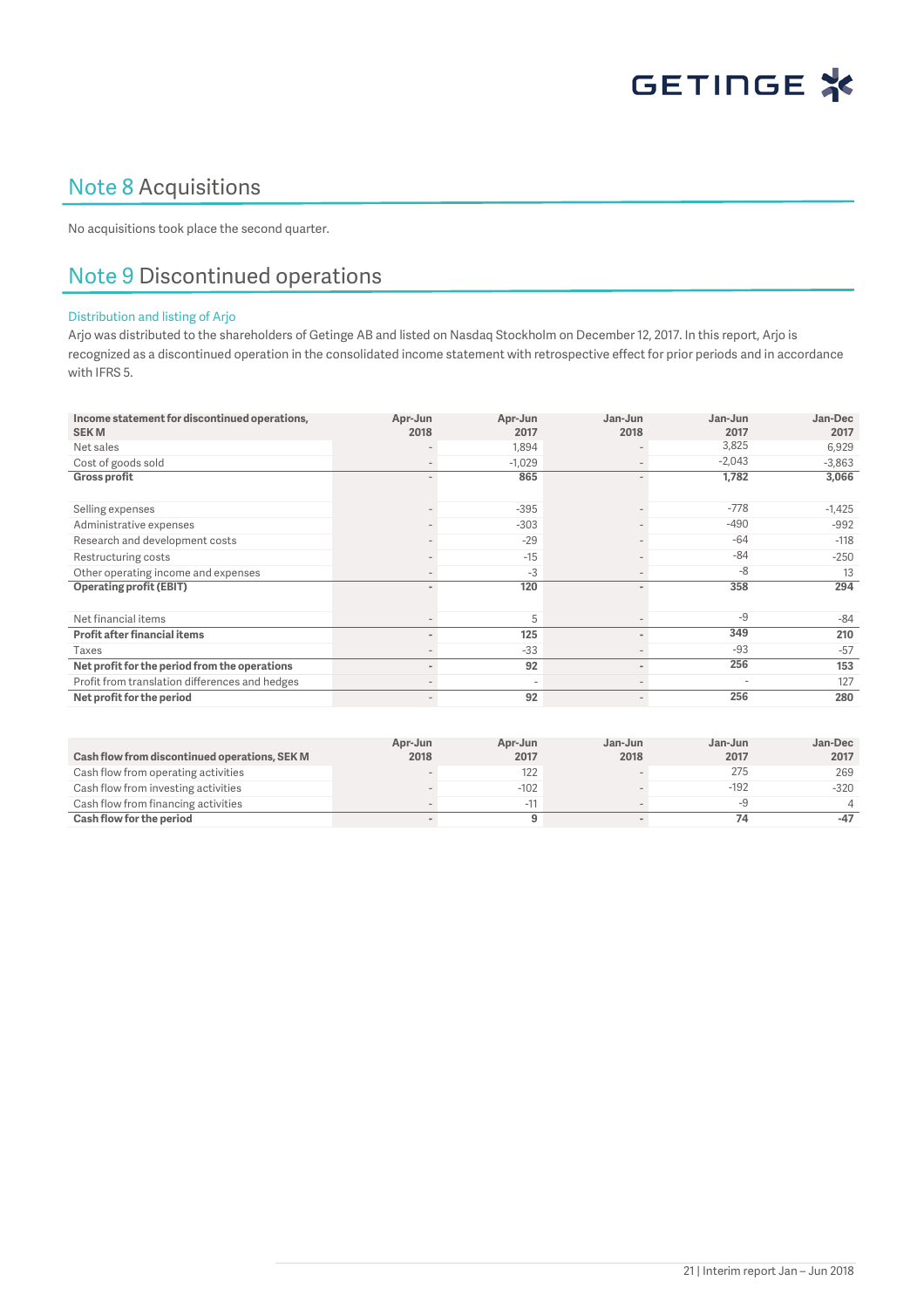## Note 8 Acquisitions

No acquisitions took place the second quarter.

## Note 9 Discontinued operations

### Distribution and listing of Arjo

Arjo was distributed to the shareholders of Getinge AB and listed on Nasdaq Stockholm on December 12, 2017. In this report, Arjo is recognized as a discontinued operation in the consolidated income statement with retrospective effect for prior periods and in accordance with IFRS 5.

| Income statement for discontinued operations, SEK M | Apr-Jun 2018 | Apr-Jun 2017 | Jan-Jun 2018 | Jan-Jun 2017 | Jan-Dec 2017 |
|---|---|---|---|---|---|
| Net sales | - | 1,894 | - | 3,825 | 6,929 |
| Cost of goods sold | - | -1,029 | - | -2,043 | -3,863 |
| **Gross profit** | - | **865** | - | **1,782** | **3,066** |
| | | | | | |
| Selling expenses | - | -395 | - | -778 | -1,425 |
| Administrative expenses | - | -303 | - | -490 | -992 |
| Research and development costs | - | -29 | - | -64 | -118 |
| Restructuring costs | - | -15 | - | -84 | -250 |
| Other operating income and expenses | - | -3 | - | -8 | 13 |
| **Operating profit (EBIT)** | **-** | **120** | **-** | **358** | **294** |
| | | | | | |
| Net financial items | - | 5 | - | -9 | -84 |
| **Profit after financial items** | **-** | **125** | **-** | **349** | **210** |
| Taxes | - | -33 | - | -93 | -57 |
| **Net profit for the period from the operations** | **-** | **92** | **-** | **256** | **153** |
| Profit from translation differences and hedges | - | - | - | - | 127 |
| **Net profit for the period** | - | **92** | - | **256** | **280** |

| Cash flow from discontinued operations, SEK M | Apr-Jun 2018 | Apr-Jun 2017 | Jan-Jun 2018 | Jan-Jun 2017 | Jan-Dec 2017 |
|---|---|---|---|---|---|
| Cash flow from operating activities | - | 122 | - | 275 | 269 |
| Cash flow from investing activities | - | -102 | - | -192 | -320 |
| Cash flow from financing activities | - | -11 | - | -9 | 4 |
| **Cash flow for the period** | **-** | **9** | **-** | **74** | **-47** |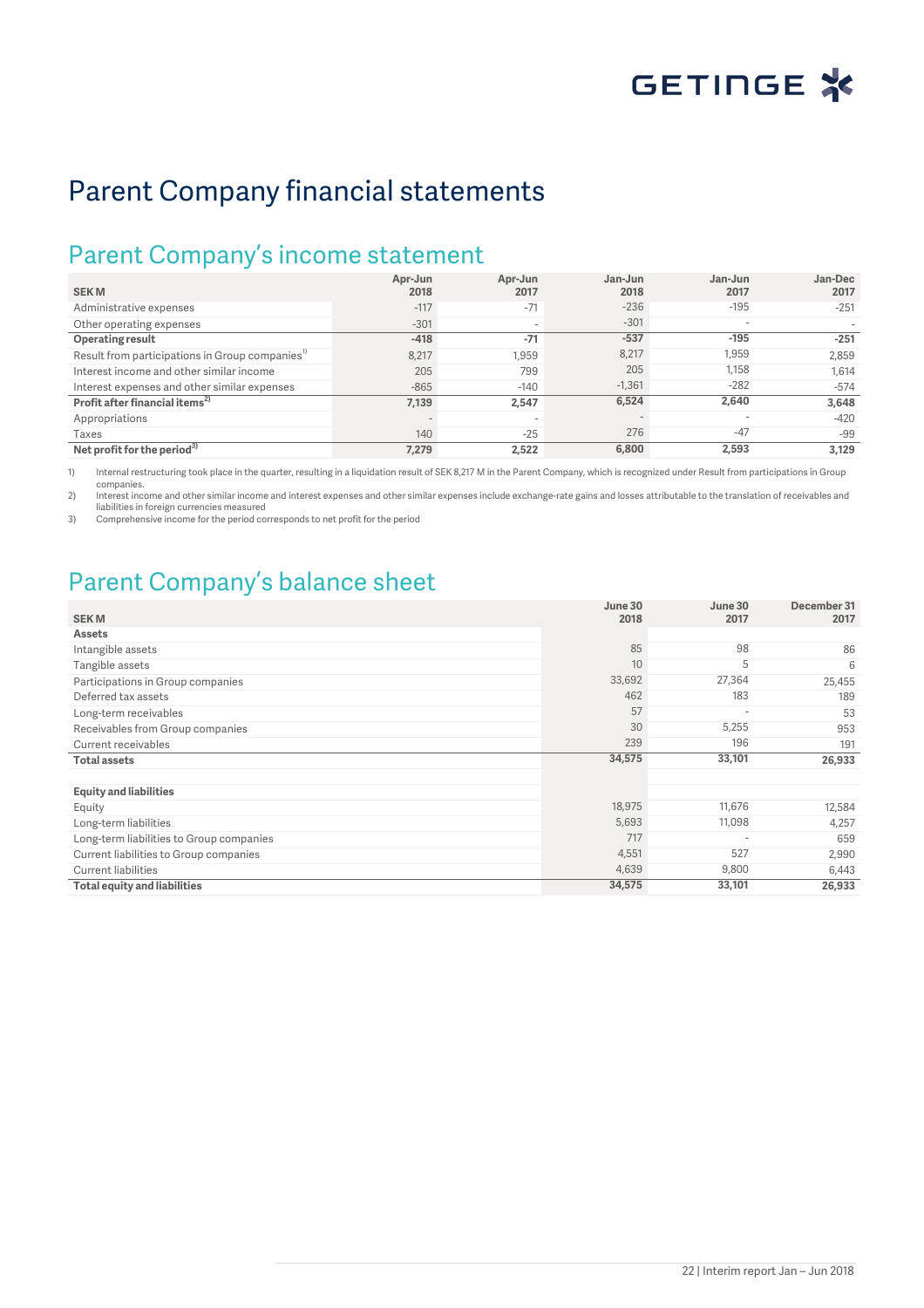# Parent Company financial statements

## Parent Company's income statement

| SEK M | Apr-Jun 2018 | Apr-Jun 2017 | Jan-Jun 2018 | Jan-Jun 2017 | Jan-Dec 2017 |
|---|---|---|---|---|---|
| Administrative expenses | -117 | -71 | -236 | -195 | -251 |
| Other operating expenses | -301 | - | -301 | - | - |
| **Operating result** | **-418** | **-71** | **-537** | **-195** | **-251** |
| Result from participations in Group companies[1] | 8,217 | 1,959 | 8,217 | 1,959 | 2,859 |
| Interest income and other similar income | 205 | 799 | 205 | 1,158 | 1,614 |
| Interest expenses and other similar expenses | -865 | -140 | -1,361 | -282 | -574 |
| **Profit after financial items[2]** | **7,139** | **2,547** | **6,524** | **2,640** | **3,648** |
| Appropriations | - | - | - | - | -420 |
| Taxes | 140 | -25 | 276 | -47 | -99 |
| **Net profit for the period[3]** | **7,279** | **2,522** | **6,800** | **2,593** | **3,129** |

1) Internal restructuring took place in the quarter, resulting in a liquidation result of SEK 8,217 M in the Parent Company, which is recognized under Result from participations in Group companies.

2) Interest income and other similar income and interest expenses and other similar expenses include exchange-rate gains and losses attributable to the translation of receivables and liabilities in foreign currencies measured

3) Comprehensive income for the period corresponds to net profit for the period

## Parent Company's balance sheet

| SEK M | June 30 2018 | June 30 2017 | December 31 2017 |
|---|---|---|---|
| **Assets** | | | |
| Intangible assets | 85 | 98 | 86 |
| Tangible assets | 10 | 5 | 6 |
| Participations in Group companies | 33,692 | 27,364 | 25,455 |
| Deferred tax assets | 462 | 183 | 189 |
| Long-term receivables | 57 | - | 53 |
| Receivables from Group companies | 30 | 5,255 | 953 |
| Current receivables | 239 | 196 | 191 |
| **Total assets** | **34,575** | **33,101** | **26,933** |
| | | | |
| **Equity and liabilities** | | | |
| Equity | 18,975 | 11,676 | 12,584 |
| Long-term liabilities | 5,693 | 11,098 | 4,257 |
| Long-term liabilities to Group companies | 717 | - | 659 |
| Current liabilities to Group companies | 4,551 | 527 | 2,990 |
| Current liabilities | 4,639 | 9,800 | 6,443 |
| **Total equity and liabilities** | **34,575** | **33,101** | **26,933** |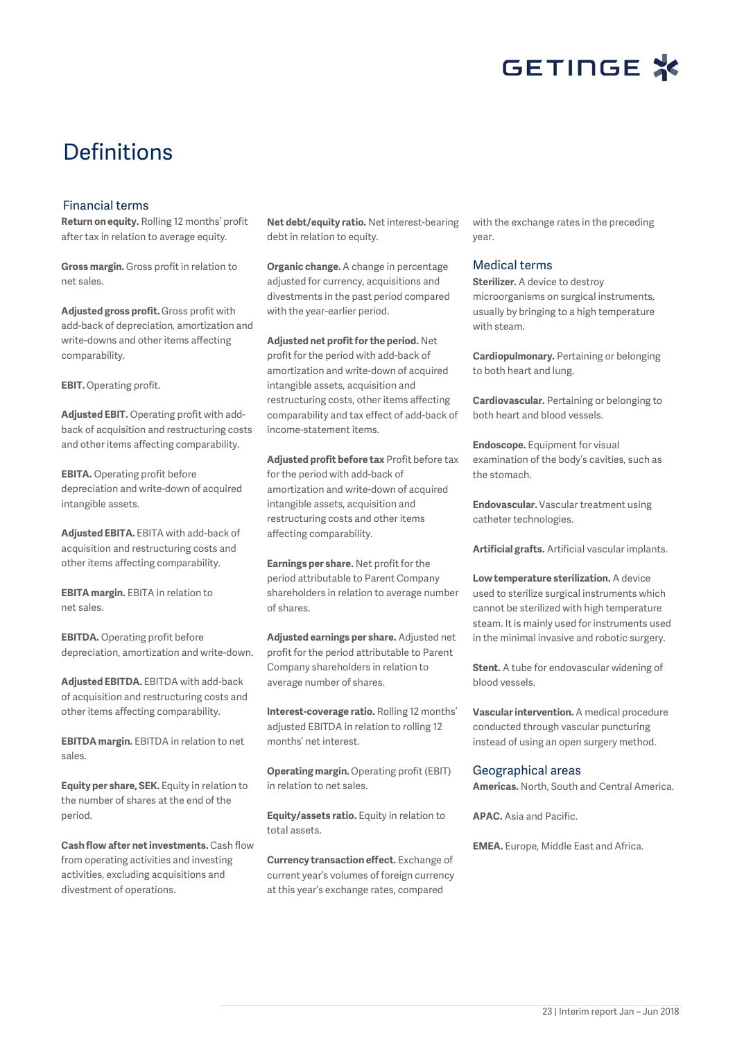# Definitions

## Financial terms

**Return on equity.** Rolling 12 months' profit after tax in relation to average equity.

**Gross margin.** Gross profit in relation to net sales.

**Adjusted gross profit.** Gross profit with add-back of depreciation, amortization and write-downs and other items affecting comparability.

**EBIT.** Operating profit.

**Adjusted EBIT.** Operating profit with add-back of acquisition and restructuring costs and other items affecting comparability.

**EBITA.** Operating profit before depreciation and write-down of acquired intangible assets.

**Adjusted EBITA.** EBITA with add-back of acquisition and restructuring costs and other items affecting comparability.

**EBITA margin.** EBITA in relation to net sales.

**EBITDA.** Operating profit before depreciation, amortization and write-down.

**Adjusted EBITDA.** EBITDA with add-back of acquisition and restructuring costs and other items affecting comparability.

**EBITDA margin.** EBITDA in relation to net sales.

**Equity per share, SEK.** Equity in relation to the number of shares at the end of the period.

**Cash flow after net investments.** Cash flow from operating activities and investing activities, excluding acquisitions and divestment of operations.

**Net debt/equity ratio.** Net interest-bearing debt in relation to equity.

**Organic change.** A change in percentage adjusted for currency, acquisitions and divestments in the past period compared with the year-earlier period.

**Adjusted net profit for the period.** Net profit for the period with add-back of amortization and write-down of acquired intangible assets, acquisition and restructuring costs, other items affecting comparability and tax effect of add-back of income-statement items.

**Adjusted profit before tax** Profit before tax for the period with add-back of amortization and write-down of acquired intangible assets, acquisition and restructuring costs and other items affecting comparability.

**Earnings per share.** Net profit for the period attributable to Parent Company shareholders in relation to average number of shares.

**Adjusted earnings per share.** Adjusted net profit for the period attributable to Parent Company shareholders in relation to average number of shares.

**Interest-coverage ratio.** Rolling 12 months' adjusted EBITDA in relation to rolling 12 months' net interest.

**Operating margin.** Operating profit (EBIT) in relation to net sales.

**Equity/assets ratio.** Equity in relation to total assets.

**Currency transaction effect.** Exchange of current year's volumes of foreign currency at this year's exchange rates, compared with the exchange rates in the preceding year.

## Medical terms

**Sterilizer.** A device to destroy microorganisms on surgical instruments, usually by bringing to a high temperature with steam.

**Cardiopulmonary.** Pertaining or belonging to both heart and lung.

**Cardiovascular.** Pertaining or belonging to both heart and blood vessels.

**Endoscope.** Equipment for visual examination of the body's cavities, such as the stomach.

**Endovascular.** Vascular treatment using catheter technologies.

**Artificial grafts.** Artificial vascular implants.

**Low temperature sterilization.** A device used to sterilize surgical instruments which cannot be sterilized with high temperature steam. It is mainly used for instruments used in the minimal invasive and robotic surgery.

**Stent.** A tube for endovascular widening of blood vessels.

**Vascular intervention.** A medical procedure conducted through vascular puncturing instead of using an open surgery method.

## Geographical areas

**Americas.** North, South and Central America.

**APAC.** Asia and Pacific.

**EMEA.** Europe, Middle East and Africa.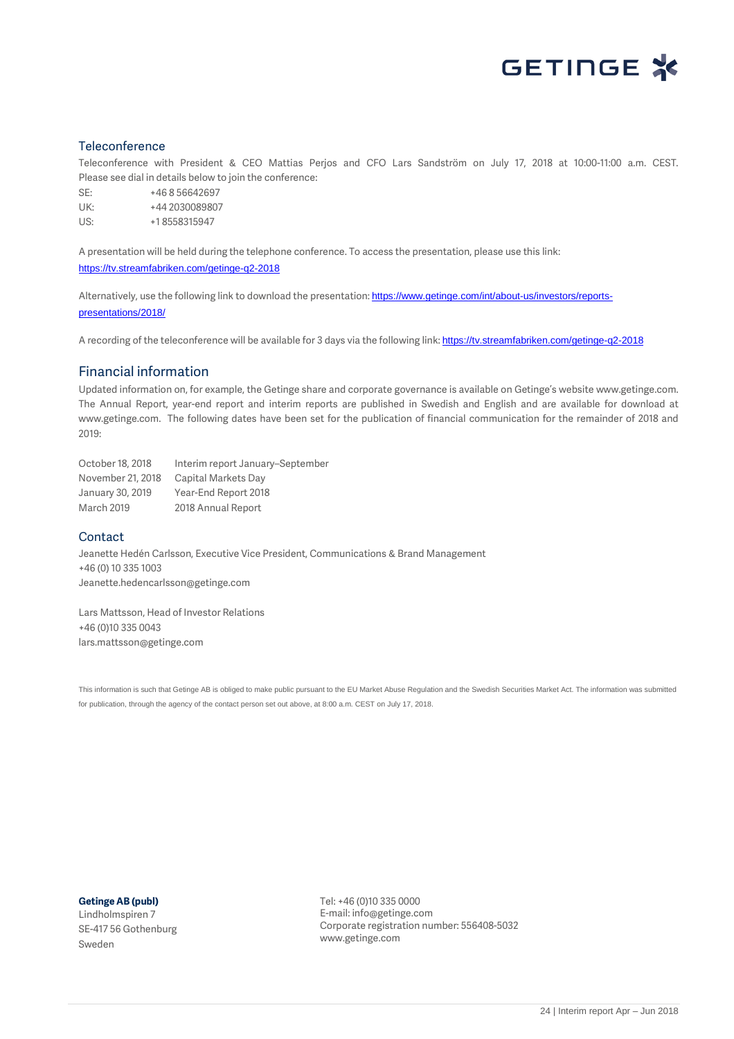## Teleconference

Teleconference with President & CEO Mattias Perjos and CFO Lars Sandström on July 17, 2018 at 10:00-11:00 a.m. CEST. Please see dial in details below to join the conference:

SE: +46 8 56642697
UK: +44 2030089807
US: +1 8558315947

A presentation will be held during the telephone conference. To access the presentation, please use this link: https://tv.streamfabriken.com/getinge-q2-2018

Alternatively, use the following link to download the presentation: https://www.getinge.com/int/about-us/investors/reports-presentations/2018/

A recording of the teleconference will be available for 3 days via the following link: https://tv.streamfabriken.com/getinge-q2-2018

## Financial information

Updated information on, for example, the Getinge share and corporate governance is available on Getinge's website www.getinge.com. The Annual Report, year-end report and interim reports are published in Swedish and English and are available for download at www.getinge.com. The following dates have been set for the publication of financial communication for the remainder of 2018 and 2019:

| | |
|---|---|
| October 18, 2018 | Interim report January–September |
| November 21, 2018 | Capital Markets Day |
| January 30, 2019 | Year-End Report 2018 |
| March 2019 | 2018 Annual Report |

## Contact

Jeanette Hedén Carlsson, Executive Vice President, Communications & Brand Management
+46 (0) 10 335 1003
Jeanette.hedencarlsson@getinge.com

Lars Mattsson, Head of Investor Relations
+46 (0)10 335 0043
lars.mattsson@getinge.com

This information is such that Getinge AB is obliged to make public pursuant to the EU Market Abuse Regulation and the Swedish Securities Market Act. The information was submitted for publication, through the agency of the contact person set out above, at 8:00 a.m. CEST on July 17, 2018.

**Getinge AB (publ)**
Lindholmspiren 7
SE-417 56 Gothenburg
Sweden

Tel: +46 (0)10 335 0000
E-mail: info@getinge.com
Corporate registration number: 556408-5032
www.getinge.com